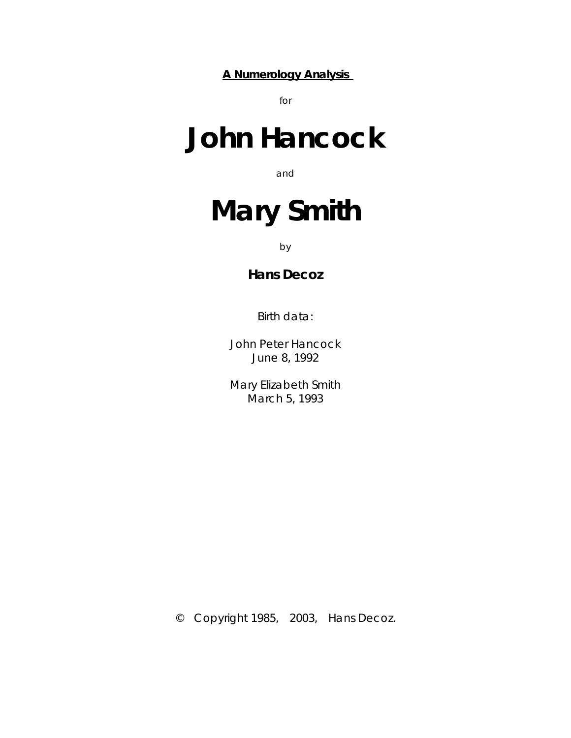**A Numerology Analysis**

for

# John Hancock

and

# Mary Smith

by

**Hans Decoz**

Birth data:

John Peter Hancock
June 8, 1992

Mary Elizabeth Smith
March 5, 1993

© Copyright 1985, 2003, Hans Decoz.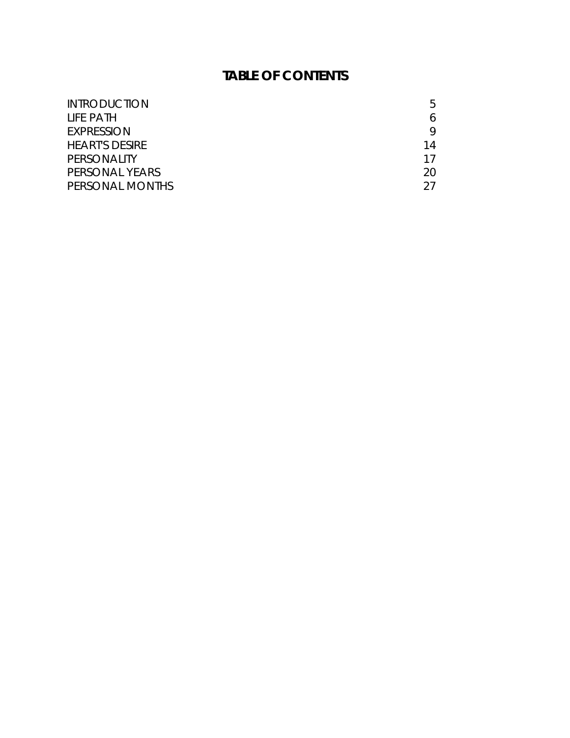# TABLE OF CONTENTS

| | |
|---|---|
| INTRODUCTION | 5 |
| LIFE PATH | 6 |
| EXPRESSION | 9 |
| HEART'S DESIRE | 14 |
| PERSONALITY | 17 |
| PERSONAL YEARS | 20 |
| PERSONAL MONTHS | 27 |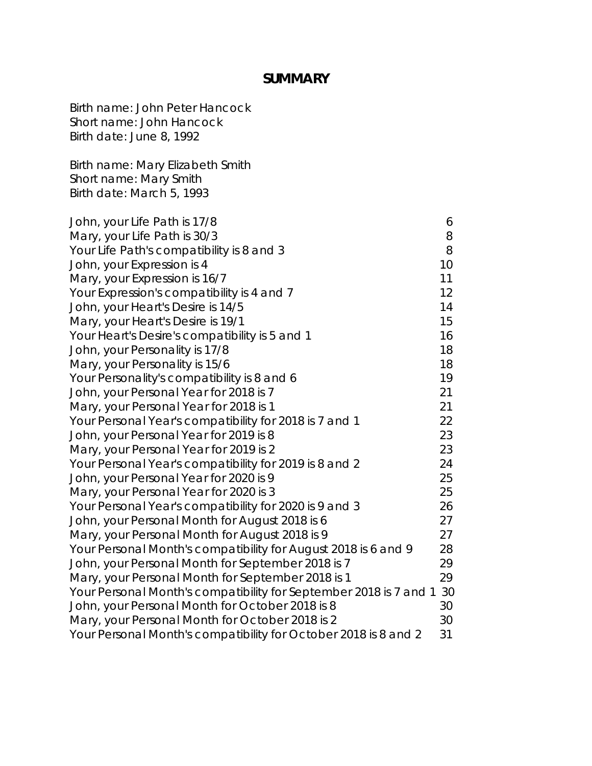# SUMMARY

Birth name: John Peter Hancock
Short name: John Hancock
Birth date: June 8, 1992

Birth name: Mary Elizabeth Smith
Short name: Mary Smith
Birth date: March 5, 1993

| | |
|---|---|
| John, your Life Path is 17/8 | 6 |
| Mary, your Life Path is 30/3 | 8 |
| Your Life Path's compatibility is 8 and 3 | 8 |
| John, your Expression is 4 | 10 |
| Mary, your Expression is 16/7 | 11 |
| Your Expression's compatibility is 4 and 7 | 12 |
| John, your Heart's Desire is 14/5 | 14 |
| Mary, your Heart's Desire is 19/1 | 15 |
| Your Heart's Desire's compatibility is 5 and 1 | 16 |
| John, your Personality is 17/8 | 18 |
| Mary, your Personality is 15/6 | 18 |
| Your Personality's compatibility is 8 and 6 | 19 |
| John, your Personal Year for 2018 is 7 | 21 |
| Mary, your Personal Year for 2018 is 1 | 21 |
| Your Personal Year's compatibility for 2018 is 7 and 1 | 22 |
| John, your Personal Year for 2019 is 8 | 23 |
| Mary, your Personal Year for 2019 is 2 | 23 |
| Your Personal Year's compatibility for 2019 is 8 and 2 | 24 |
| John, your Personal Year for 2020 is 9 | 25 |
| Mary, your Personal Year for 2020 is 3 | 25 |
| Your Personal Year's compatibility for 2020 is 9 and 3 | 26 |
| John, your Personal Month for August 2018 is 6 | 27 |
| Mary, your Personal Month for August 2018 is 9 | 27 |
| Your Personal Month's compatibility for August 2018 is 6 and 9 | 28 |
| John, your Personal Month for September 2018 is 7 | 29 |
| Mary, your Personal Month for September 2018 is 1 | 29 |
| Your Personal Month's compatibility for September 2018 is 7 and 1 | 30 |
| John, your Personal Month for October 2018 is 8 | 30 |
| Mary, your Personal Month for October 2018 is 2 | 30 |
| Your Personal Month's compatibility for October 2018 is 8 and 2 | 31 |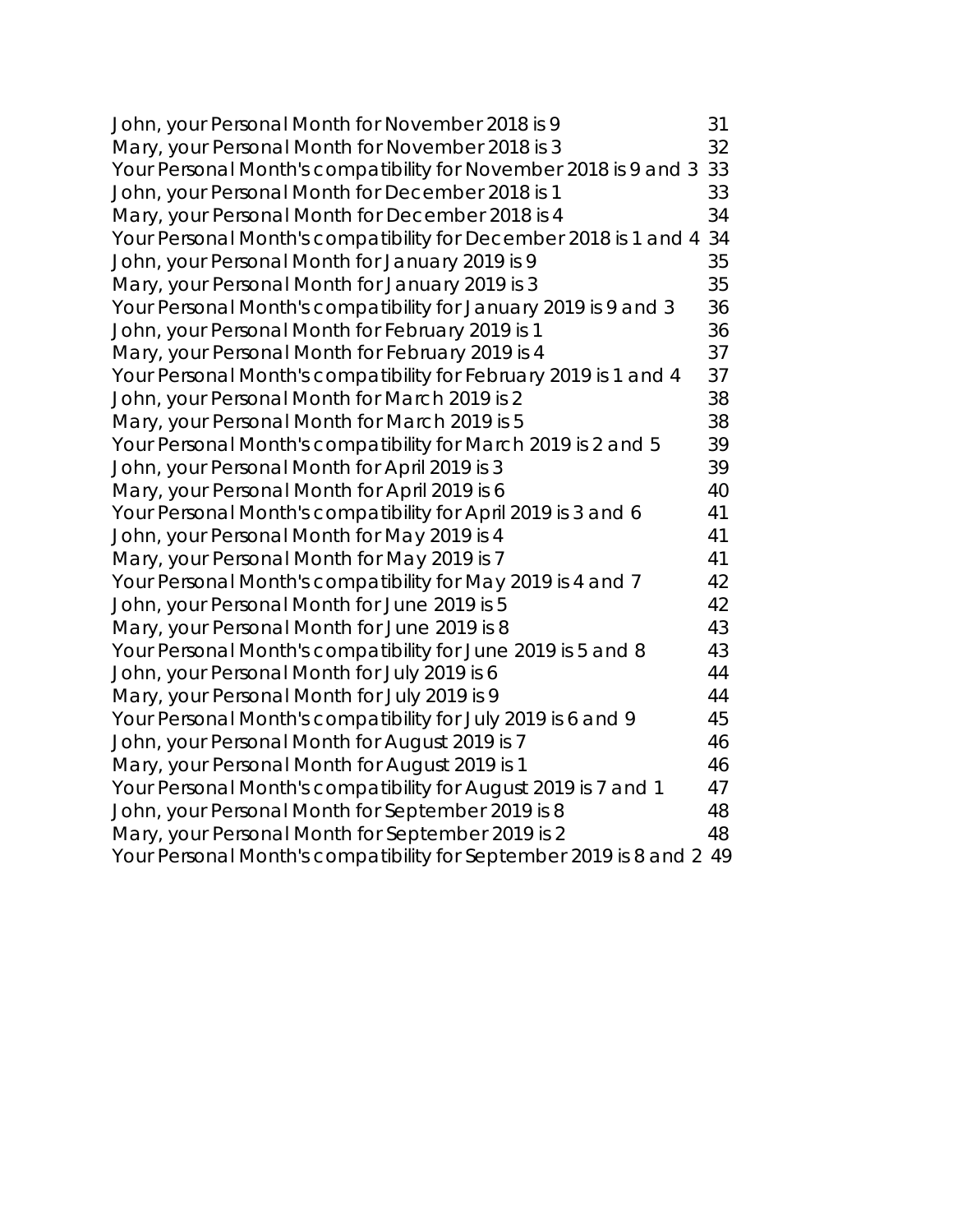| | |
|---|---|
| John, your Personal Month for November 2018 is 9 | 31 |
| Mary, your Personal Month for November 2018 is 3 | 32 |
| Your Personal Month's compatibility for November 2018 is 9 and 3 | 33 |
| John, your Personal Month for December 2018 is 1 | 33 |
| Mary, your Personal Month for December 2018 is 4 | 34 |
| Your Personal Month's compatibility for December 2018 is 1 and 4 | 34 |
| John, your Personal Month for January 2019 is 9 | 35 |
| Mary, your Personal Month for January 2019 is 3 | 35 |
| Your Personal Month's compatibility for January 2019 is 9 and 3 | 36 |
| John, your Personal Month for February 2019 is 1 | 36 |
| Mary, your Personal Month for February 2019 is 4 | 37 |
| Your Personal Month's compatibility for February 2019 is 1 and 4 | 37 |
| John, your Personal Month for March 2019 is 2 | 38 |
| Mary, your Personal Month for March 2019 is 5 | 38 |
| Your Personal Month's compatibility for March 2019 is 2 and 5 | 39 |
| John, your Personal Month for April 2019 is 3 | 39 |
| Mary, your Personal Month for April 2019 is 6 | 40 |
| Your Personal Month's compatibility for April 2019 is 3 and 6 | 41 |
| John, your Personal Month for May 2019 is 4 | 41 |
| Mary, your Personal Month for May 2019 is 7 | 41 |
| Your Personal Month's compatibility for May 2019 is 4 and 7 | 42 |
| John, your Personal Month for June 2019 is 5 | 42 |
| Mary, your Personal Month for June 2019 is 8 | 43 |
| Your Personal Month's compatibility for June 2019 is 5 and 8 | 43 |
| John, your Personal Month for July 2019 is 6 | 44 |
| Mary, your Personal Month for July 2019 is 9 | 44 |
| Your Personal Month's compatibility for July 2019 is 6 and 9 | 45 |
| John, your Personal Month for August 2019 is 7 | 46 |
| Mary, your Personal Month for August 2019 is 1 | 46 |
| Your Personal Month's compatibility for August 2019 is 7 and 1 | 47 |
| John, your Personal Month for September 2019 is 8 | 48 |
| Mary, your Personal Month for September 2019 is 2 | 48 |
| Your Personal Month's compatibility for September 2019 is 8 and 2 | 49 |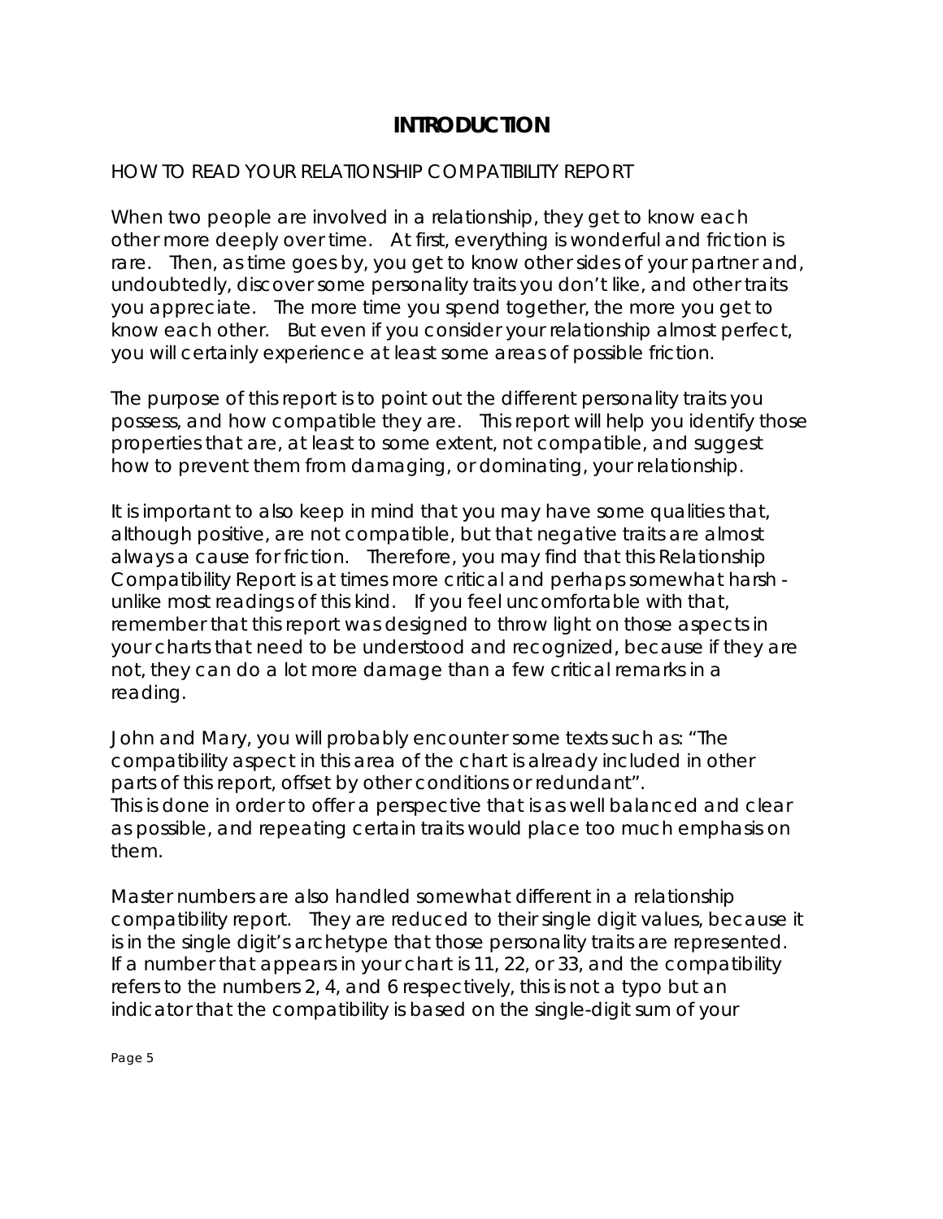# INTRODUCTION

HOW TO READ YOUR RELATIONSHIP COMPATIBILITY REPORT

When two people are involved in a relationship, they get to know each other more deeply over time. At first, everything is wonderful and friction is rare. Then, as time goes by, you get to know other sides of your partner and, undoubtedly, discover some personality traits you don't like, and other traits you appreciate. The more time you spend together, the more you get to know each other. But even if you consider your relationship almost perfect, you will certainly experience at least some areas of possible friction.

The purpose of this report is to point out the different personality traits you possess, and how compatible they are. This report will help you identify those properties that are, at least to some extent, not compatible, and suggest how to prevent them from damaging, or dominating, your relationship.

It is important to also keep in mind that you may have some qualities that, although positive, are not compatible, but that negative traits are almost always a cause for friction. Therefore, you may find that this Relationship Compatibility Report is at times more critical and perhaps somewhat harsh - unlike most readings of this kind. If you feel uncomfortable with that, remember that this report was designed to throw light on those aspects in your charts that need to be understood and recognized, because if they are not, they can do a lot more damage than a few critical remarks in a reading.

John and Mary, you will probably encounter some texts such as: "The compatibility aspect in this area of the chart is already included in other parts of this report, offset by other conditions or redundant".
This is done in order to offer a perspective that is as well balanced and clear as possible, and repeating certain traits would place too much emphasis on them.

Master numbers are also handled somewhat different in a relationship compatibility report. They are reduced to their single digit values, because it is in the single digit's archetype that those personality traits are represented. If a number that appears in your chart is 11, 22, or 33, and the compatibility refers to the numbers 2, 4, and 6 respectively, this is not a typo but an indicator that the compatibility is based on the single-digit sum of your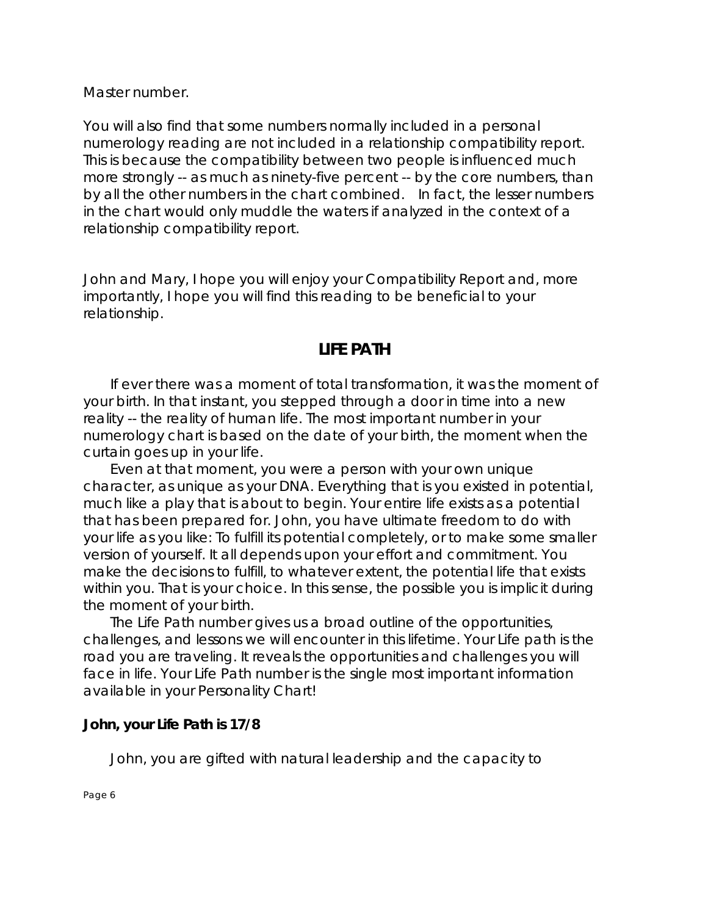Master number.

You will also find that some numbers normally included in a personal numerology reading are not included in a relationship compatibility report. This is because the compatibility between two people is influenced much more strongly -- as much as ninety-five percent -- by the core numbers, than by all the other numbers in the chart combined. In fact, the lesser numbers in the chart would only muddle the waters if analyzed in the context of a relationship compatibility report.

John and Mary, I hope you will enjoy your Compatibility Report and, more importantly, I hope you will find this reading to be beneficial to your relationship.

## LIFE PATH

If ever there was a moment of total transformation, it was the moment of your birth. In that instant, you stepped through a door in time into a new reality -- the reality of human life. The most important number in your numerology chart is based on the date of your birth, the moment when the curtain goes up in your life.

Even at that moment, you were a person with your own unique character, as unique as your DNA. Everything that is you existed in potential, much like a play that is about to begin. Your entire life exists as a potential that has been prepared for. John, you have ultimate freedom to do with your life as you like: To fulfill its potential completely, or to make some smaller version of yourself. It all depends upon your effort and commitment. You make the decisions to fulfill, to whatever extent, the potential life that exists within you. That is your choice. In this sense, the possible you is implicit during the moment of your birth.

The Life Path number gives us a broad outline of the opportunities, challenges, and lessons we will encounter in this lifetime. Your Life path is the road you are traveling. It reveals the opportunities and challenges you will face in life. Your Life Path number is the single most important information available in your Personality Chart!

**John, your Life Path is 17/8**

John, you are gifted with natural leadership and the capacity to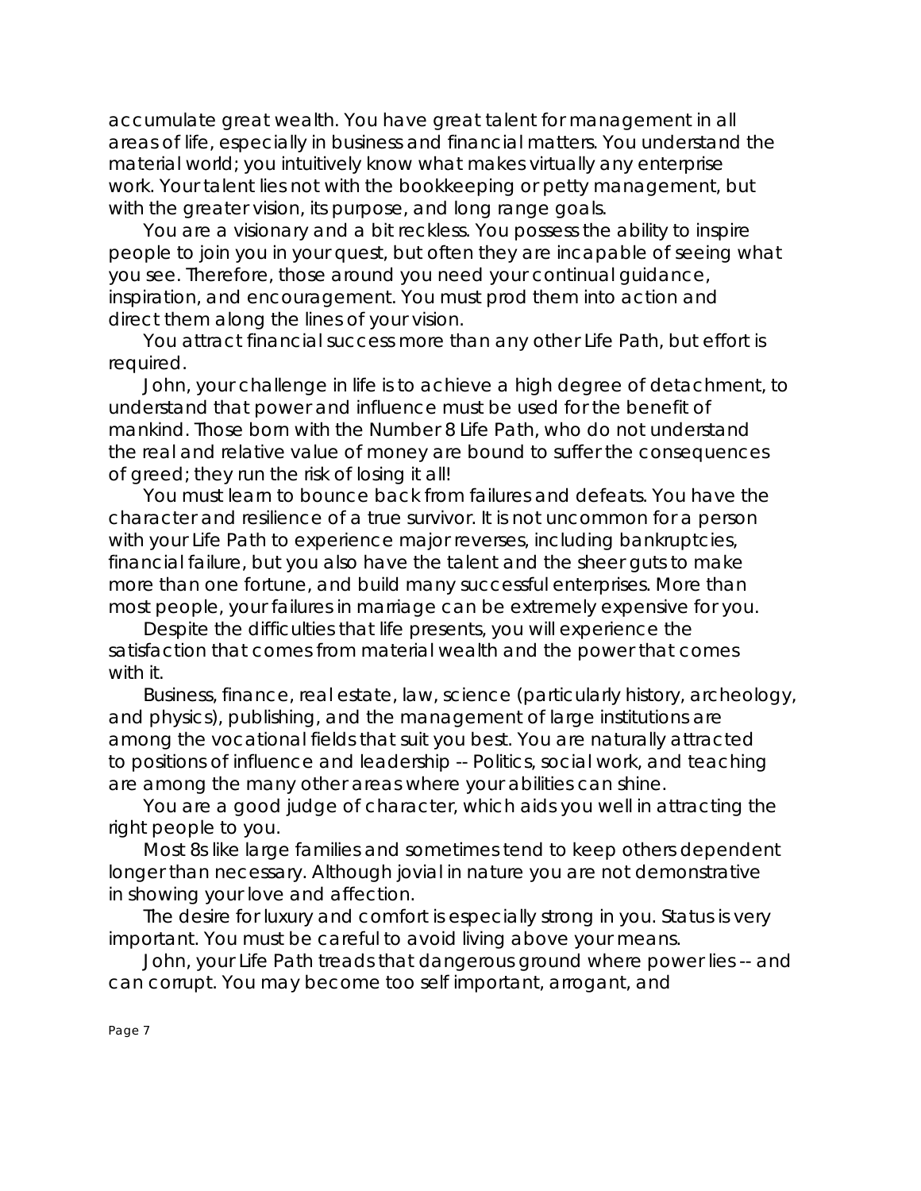accumulate great wealth. You have great talent for management in all areas of life, especially in business and financial matters. You understand the material world; you intuitively know what makes virtually any enterprise work. Your talent lies not with the bookkeeping or petty management, but with the greater vision, its purpose, and long range goals.

You are a visionary and a bit reckless. You possess the ability to inspire people to join you in your quest, but often they are incapable of seeing what you see. Therefore, those around you need your continual guidance, inspiration, and encouragement. You must prod them into action and direct them along the lines of your vision.

You attract financial success more than any other Life Path, but effort is required.

John, your challenge in life is to achieve a high degree of detachment, to understand that power and influence must be used for the benefit of mankind. Those born with the Number 8 Life Path, who do not understand the real and relative value of money are bound to suffer the consequences of greed; they run the risk of losing it all!

You must learn to bounce back from failures and defeats. You have the character and resilience of a true survivor. It is not uncommon for a person with your Life Path to experience major reverses, including bankruptcies, financial failure, but you also have the talent and the sheer guts to make more than one fortune, and build many successful enterprises. More than most people, your failures in marriage can be extremely expensive for you.

Despite the difficulties that life presents, you will experience the satisfaction that comes from material wealth and the power that comes with it.

Business, finance, real estate, law, science (particularly history, archeology, and physics), publishing, and the management of large institutions are among the vocational fields that suit you best. You are naturally attracted to positions of influence and leadership -- Politics, social work, and teaching are among the many other areas where your abilities can shine.

You are a good judge of character, which aids you well in attracting the right people to you.

Most 8s like large families and sometimes tend to keep others dependent longer than necessary. Although jovial in nature you are not demonstrative in showing your love and affection.

The desire for luxury and comfort is especially strong in you. Status is very important. You must be careful to avoid living above your means.

John, your Life Path treads that dangerous ground where power lies -- and can corrupt. You may become too self important, arrogant, and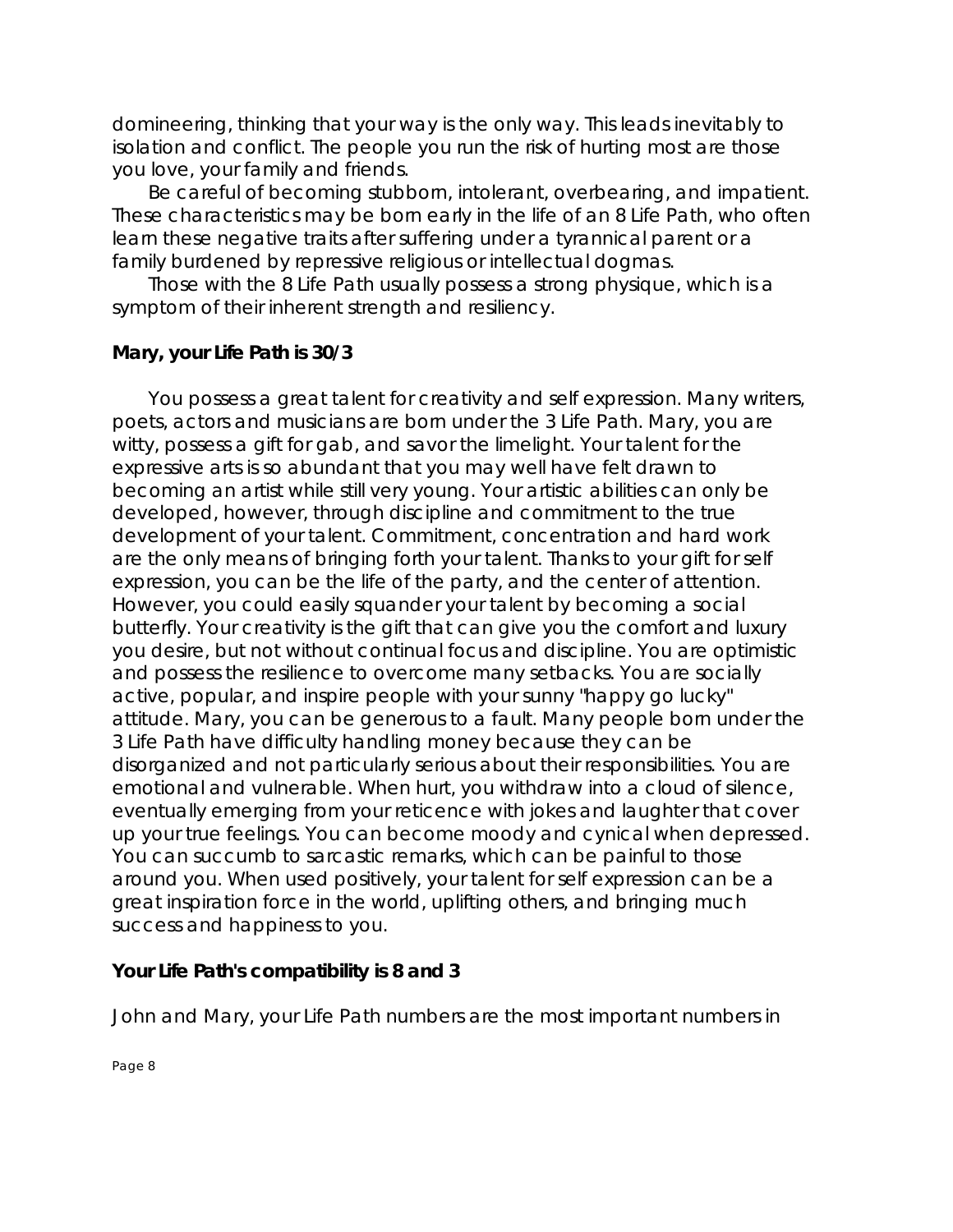domineering, thinking that your way is the only way. This leads inevitably to isolation and conflict. The people you run the risk of hurting most are those you love, your family and friends.

Be careful of becoming stubborn, intolerant, overbearing, and impatient. These characteristics may be born early in the life of an 8 Life Path, who often learn these negative traits after suffering under a tyrannical parent or a family burdened by repressive religious or intellectual dogmas.

Those with the 8 Life Path usually possess a strong physique, which is a symptom of their inherent strength and resiliency.

**Mary, your Life Path is 30/3**

You possess a great talent for creativity and self expression. Many writers, poets, actors and musicians are born under the 3 Life Path. Mary, you are witty, possess a gift for gab, and savor the limelight. Your talent for the expressive arts is so abundant that you may well have felt drawn to becoming an artist while still very young. Your artistic abilities can only be developed, however, through discipline and commitment to the true development of your talent. Commitment, concentration and hard work are the only means of bringing forth your talent. Thanks to your gift for self expression, you can be the life of the party, and the center of attention. However, you could easily squander your talent by becoming a social butterfly. Your creativity is the gift that can give you the comfort and luxury you desire, but not without continual focus and discipline. You are optimistic and possess the resilience to overcome many setbacks. You are socially active, popular, and inspire people with your sunny "happy go lucky" attitude. Mary, you can be generous to a fault. Many people born under the 3 Life Path have difficulty handling money because they can be disorganized and not particularly serious about their responsibilities. You are emotional and vulnerable. When hurt, you withdraw into a cloud of silence, eventually emerging from your reticence with jokes and laughter that cover up your true feelings. You can become moody and cynical when depressed. You can succumb to sarcastic remarks, which can be painful to those around you. When used positively, your talent for self expression can be a great inspiration force in the world, uplifting others, and bringing much success and happiness to you.

**Your Life Path's compatibility is 8 and 3**

John and Mary, your Life Path numbers are the most important numbers in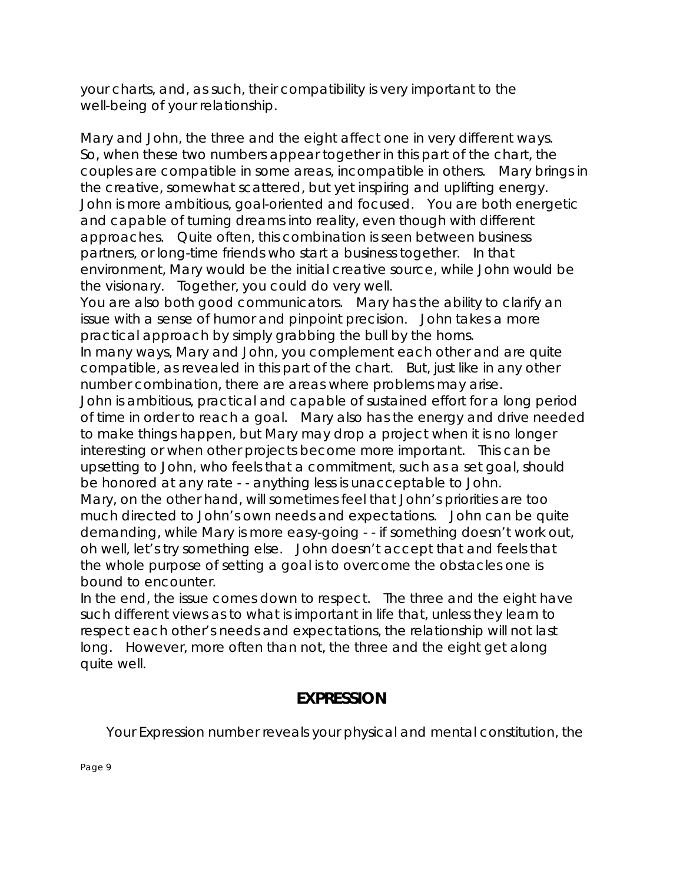your charts, and, as such, their compatibility is very important to the well-being of your relationship.

Mary and John, the three and the eight affect one in very different ways. So, when these two numbers appear together in this part of the chart, the couples are compatible in some areas, incompatible in others. Mary brings in the creative, somewhat scattered, but yet inspiring and uplifting energy. John is more ambitious, goal-oriented and focused. You are both energetic and capable of turning dreams into reality, even though with different approaches. Quite often, this combination is seen between business partners, or long-time friends who start a business together. In that environment, Mary would be the initial creative source, while John would be the visionary. Together, you could do very well.

You are also both good communicators. Mary has the ability to clarify an issue with a sense of humor and pinpoint precision. John takes a more practical approach by simply grabbing the bull by the horns.

In many ways, Mary and John, you complement each other and are quite compatible, as revealed in this part of the chart. But, just like in any other number combination, there are areas where problems may arise.

John is ambitious, practical and capable of sustained effort for a long period of time in order to reach a goal. Mary also has the energy and drive needed to make things happen, but Mary may drop a project when it is no longer interesting or when other projects become more important. This can be upsetting to John, who feels that a commitment, such as a set goal, should be honored at any rate - - anything less is unacceptable to John.

Mary, on the other hand, will sometimes feel that John's priorities are too much directed to John's own needs and expectations. John can be quite demanding, while Mary is more easy-going - - if something doesn't work out, oh well, let's try something else. John doesn't accept that and feels that the whole purpose of setting a goal is to overcome the obstacles one is bound to encounter.

In the end, the issue comes down to respect. The three and the eight have such different views as to what is important in life that, unless they learn to respect each other's needs and expectations, the relationship will not last long. However, more often than not, the three and the eight get along quite well.

## EXPRESSION

Your Expression number reveals your physical and mental constitution, the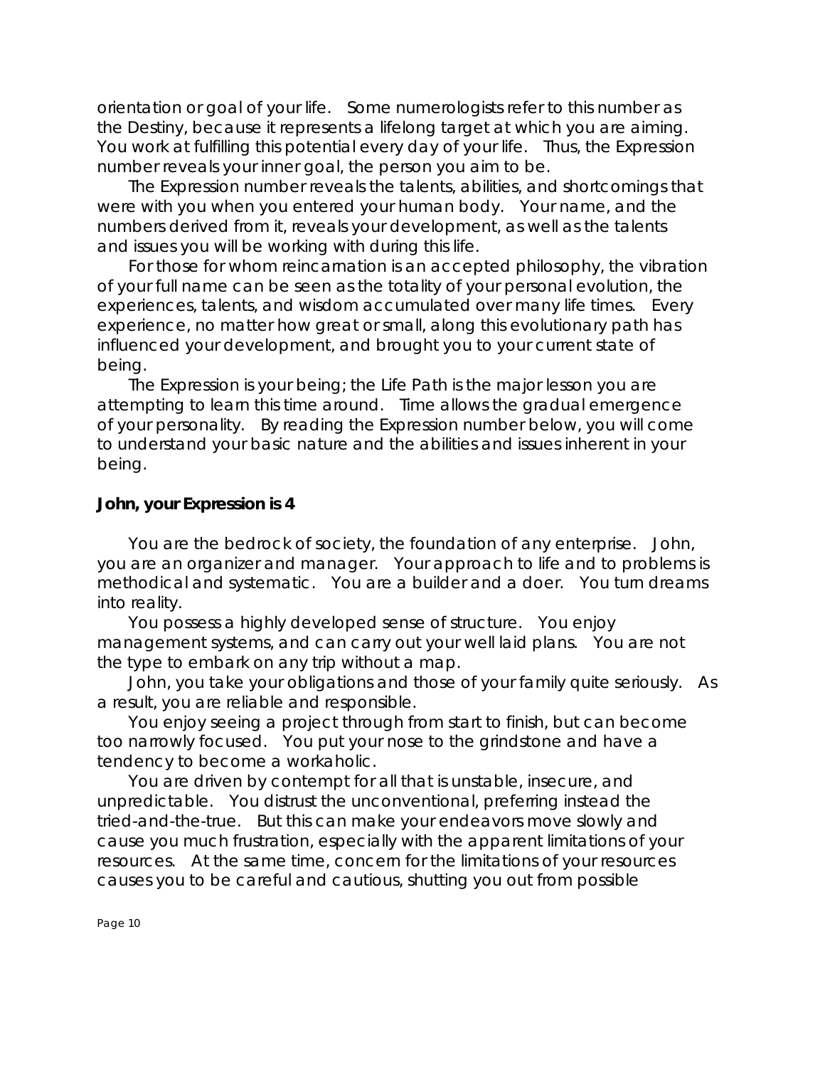orientation or goal of your life. Some numerologists refer to this number as the Destiny, because it represents a lifelong target at which you are aiming. You work at fulfilling this potential every day of your life. Thus, the Expression number reveals your inner goal, the person you aim to be.

The Expression number reveals the talents, abilities, and shortcomings that were with you when you entered your human body. Your name, and the numbers derived from it, reveals your development, as well as the talents and issues you will be working with during this life.

For those for whom reincarnation is an accepted philosophy, the vibration of your full name can be seen as the totality of your personal evolution, the experiences, talents, and wisdom accumulated over many life times. Every experience, no matter how great or small, along this evolutionary path has influenced your development, and brought you to your current state of being.

The Expression is your being; the Life Path is the major lesson you are attempting to learn this time around. Time allows the gradual emergence of your personality. By reading the Expression number below, you will come to understand your basic nature and the abilities and issues inherent in your being.

**John, your Expression is 4**

You are the bedrock of society, the foundation of any enterprise. John, you are an organizer and manager. Your approach to life and to problems is methodical and systematic. You are a builder and a doer. You turn dreams into reality.

You possess a highly developed sense of structure. You enjoy management systems, and can carry out your well laid plans. You are not the type to embark on any trip without a map.

John, you take your obligations and those of your family quite seriously. As a result, you are reliable and responsible.

You enjoy seeing a project through from start to finish, but can become too narrowly focused. You put your nose to the grindstone and have a tendency to become a workaholic.

You are driven by contempt for all that is unstable, insecure, and unpredictable. You distrust the unconventional, preferring instead the tried-and-the-true. But this can make your endeavors move slowly and cause you much frustration, especially with the apparent limitations of your resources. At the same time, concern for the limitations of your resources causes you to be careful and cautious, shutting you out from possible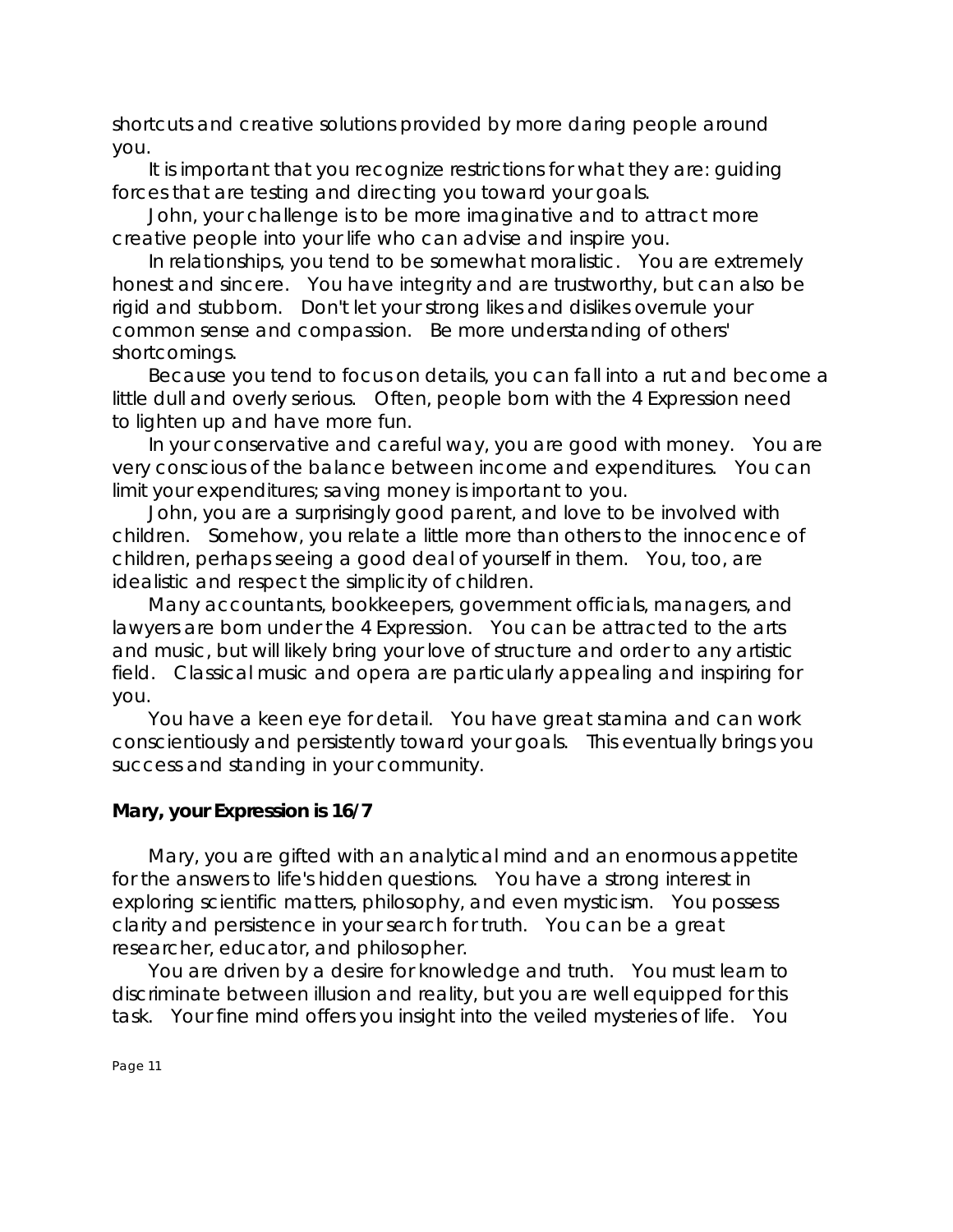shortcuts and creative solutions provided by more daring people around you.

It is important that you recognize restrictions for what they are: guiding forces that are testing and directing you toward your goals.

John, your challenge is to be more imaginative and to attract more creative people into your life who can advise and inspire you.

In relationships, you tend to be somewhat moralistic. You are extremely honest and sincere. You have integrity and are trustworthy, but can also be rigid and stubborn. Don't let your strong likes and dislikes overrule your common sense and compassion. Be more understanding of others' shortcomings.

Because you tend to focus on details, you can fall into a rut and become a little dull and overly serious. Often, people born with the 4 Expression need to lighten up and have more fun.

In your conservative and careful way, you are good with money. You are very conscious of the balance between income and expenditures. You can limit your expenditures; saving money is important to you.

John, you are a surprisingly good parent, and love to be involved with children. Somehow, you relate a little more than others to the innocence of children, perhaps seeing a good deal of yourself in them. You, too, are idealistic and respect the simplicity of children.

Many accountants, bookkeepers, government officials, managers, and lawyers are born under the 4 Expression. You can be attracted to the arts and music, but will likely bring your love of structure and order to any artistic field. Classical music and opera are particularly appealing and inspiring for you.

You have a keen eye for detail. You have great stamina and can work conscientiously and persistently toward your goals. This eventually brings you success and standing in your community.

**Mary, your Expression is 16/7**

Mary, you are gifted with an analytical mind and an enormous appetite for the answers to life's hidden questions. You have a strong interest in exploring scientific matters, philosophy, and even mysticism. You possess clarity and persistence in your search for truth. You can be a great researcher, educator, and philosopher.

You are driven by a desire for knowledge and truth. You must learn to discriminate between illusion and reality, but you are well equipped for this task. Your fine mind offers you insight into the veiled mysteries of life. You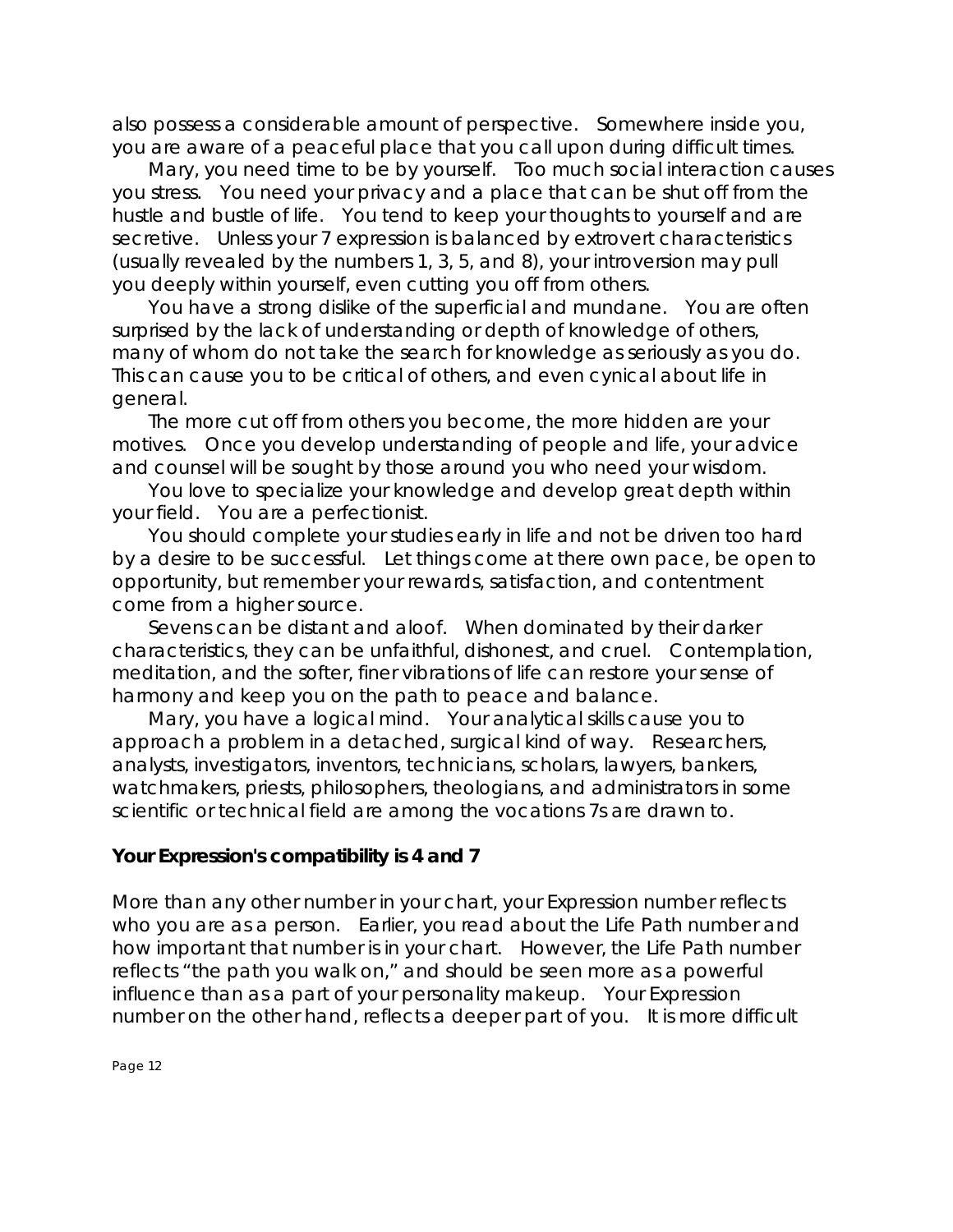also possess a considerable amount of perspective. Somewhere inside you, you are aware of a peaceful place that you call upon during difficult times.

Mary, you need time to be by yourself. Too much social interaction causes you stress. You need your privacy and a place that can be shut off from the hustle and bustle of life. You tend to keep your thoughts to yourself and are secretive. Unless your 7 expression is balanced by extrovert characteristics (usually revealed by the numbers 1, 3, 5, and 8), your introversion may pull you deeply within yourself, even cutting you off from others.

You have a strong dislike of the superficial and mundane. You are often surprised by the lack of understanding or depth of knowledge of others, many of whom do not take the search for knowledge as seriously as you do. This can cause you to be critical of others, and even cynical about life in general.

The more cut off from others you become, the more hidden are your motives. Once you develop understanding of people and life, your advice and counsel will be sought by those around you who need your wisdom.

You love to specialize your knowledge and develop great depth within your field. You are a perfectionist.

You should complete your studies early in life and not be driven too hard by a desire to be successful. Let things come at there own pace, be open to opportunity, but remember your rewards, satisfaction, and contentment come from a higher source.

Sevens can be distant and aloof. When dominated by their darker characteristics, they can be unfaithful, dishonest, and cruel. Contemplation, meditation, and the softer, finer vibrations of life can restore your sense of harmony and keep you on the path to peace and balance.

Mary, you have a logical mind. Your analytical skills cause you to approach a problem in a detached, surgical kind of way. Researchers, analysts, investigators, inventors, technicians, scholars, lawyers, bankers, watchmakers, priests, philosophers, theologians, and administrators in some scientific or technical field are among the vocations 7s are drawn to.

**Your Expression's compatibility is 4 and 7**

More than any other number in your chart, your Expression number reflects who you are as a person. Earlier, you read about the Life Path number and how important that number is in your chart. However, the Life Path number reflects "the path you walk on," and should be seen more as a powerful influence than as a part of your personality makeup. Your Expression number on the other hand, reflects a deeper part of you. It is more difficult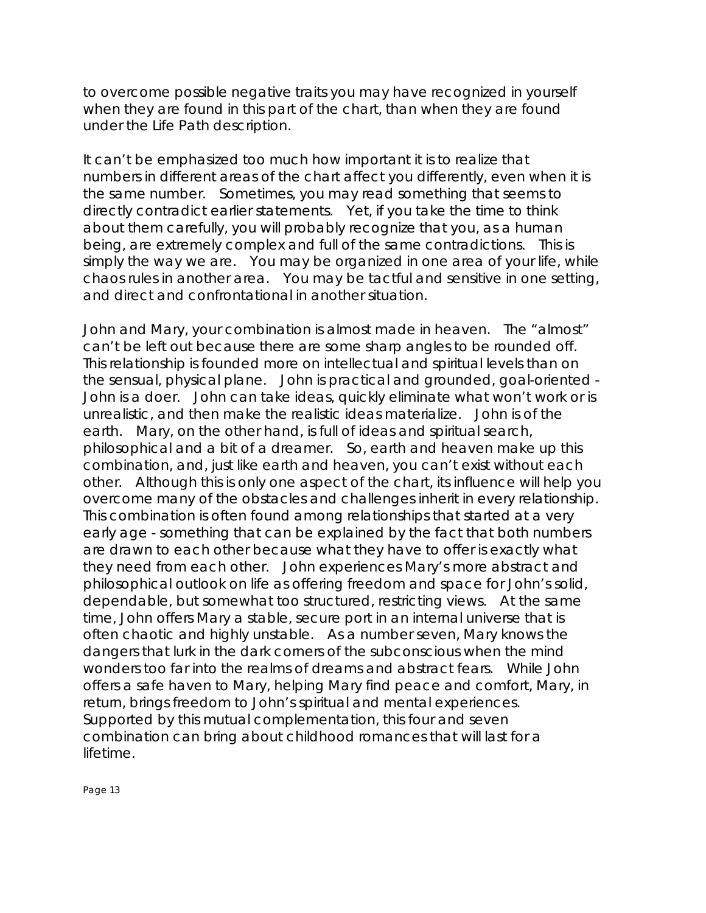to overcome possible negative traits you may have recognized in yourself when they are found in this part of the chart, than when they are found under the Life Path description.

It can't be emphasized too much how important it is to realize that numbers in different areas of the chart affect you differently, even when it is the same number. Sometimes, you may read something that seems to directly contradict earlier statements. Yet, if you take the time to think about them carefully, you will probably recognize that you, as a human being, are extremely complex and full of the same contradictions. This is simply the way we are. You may be organized in one area of your life, while chaos rules in another area. You may be tactful and sensitive in one setting, and direct and confrontational in another situation.

John and Mary, your combination is almost made in heaven. The "almost" can't be left out because there are some sharp angles to be rounded off. This relationship is founded more on intellectual and spiritual levels than on the sensual, physical plane. John is practical and grounded, goal-oriented - John is a doer. John can take ideas, quickly eliminate what won't work or is unrealistic, and then make the realistic ideas materialize. John is of the earth. Mary, on the other hand, is full of ideas and spiritual search, philosophical and a bit of a dreamer. So, earth and heaven make up this combination, and, just like earth and heaven, you can't exist without each other. Although this is only one aspect of the chart, its influence will help you overcome many of the obstacles and challenges inherit in every relationship. This combination is often found among relationships that started at a very early age - something that can be explained by the fact that both numbers are drawn to each other because what they have to offer is exactly what they need from each other. John experiences Mary's more abstract and philosophical outlook on life as offering freedom and space for John's solid, dependable, but somewhat too structured, restricting views. At the same time, John offers Mary a stable, secure port in an internal universe that is often chaotic and highly unstable. As a number seven, Mary knows the dangers that lurk in the dark corners of the subconscious when the mind wonders too far into the realms of dreams and abstract fears. While John offers a safe haven to Mary, helping Mary find peace and comfort, Mary, in return, brings freedom to John's spiritual and mental experiences. Supported by this mutual complementation, this four and seven combination can bring about childhood romances that will last for a lifetime.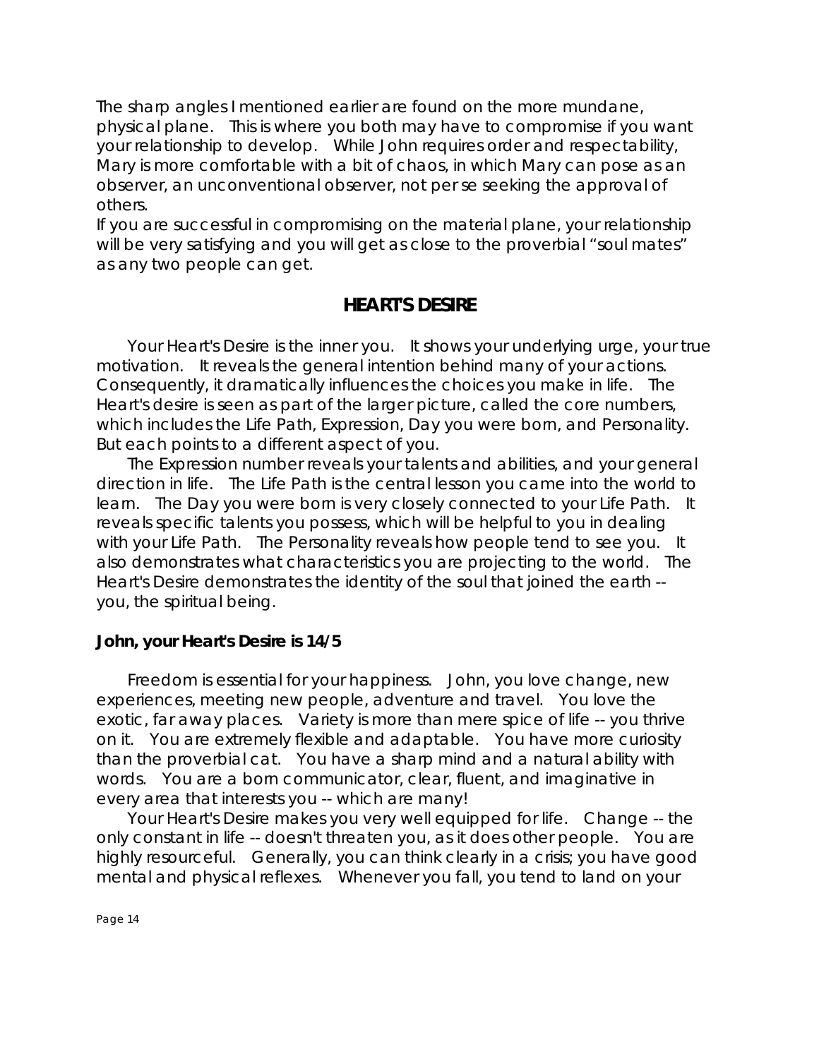The sharp angles I mentioned earlier are found on the more mundane, physical plane. This is where you both may have to compromise if you want your relationship to develop. While John requires order and respectability, Mary is more comfortable with a bit of chaos, in which Mary can pose as an observer, an unconventional observer, not per se seeking the approval of others.

If you are successful in compromising on the material plane, your relationship will be very satisfying and you will get as close to the proverbial "soul mates" as any two people can get.

## HEART'S DESIRE

Your Heart's Desire is the inner you. It shows your underlying urge, your true motivation. It reveals the general intention behind many of your actions. Consequently, it dramatically influences the choices you make in life. The Heart's desire is seen as part of the larger picture, called the core numbers, which includes the Life Path, Expression, Day you were born, and Personality. But each points to a different aspect of you.

The Expression number reveals your talents and abilities, and your general direction in life. The Life Path is the central lesson you came into the world to learn. The Day you were born is very closely connected to your Life Path. It reveals specific talents you possess, which will be helpful to you in dealing with your Life Path. The Personality reveals how people tend to see you. It also demonstrates what characteristics you are projecting to the world. The Heart's Desire demonstrates the identity of the soul that joined the earth -- you, the spiritual being.

**John, your Heart's Desire is 14/5**

Freedom is essential for your happiness. John, you love change, new experiences, meeting new people, adventure and travel. You love the exotic, far away places. Variety is more than mere spice of life -- you thrive on it. You are extremely flexible and adaptable. You have more curiosity than the proverbial cat. You have a sharp mind and a natural ability with words. You are a born communicator, clear, fluent, and imaginative in every area that interests you -- which are many!

Your Heart's Desire makes you very well equipped for life. Change -- the only constant in life -- doesn't threaten you, as it does other people. You are highly resourceful. Generally, you can think clearly in a crisis; you have good mental and physical reflexes. Whenever you fall, you tend to land on your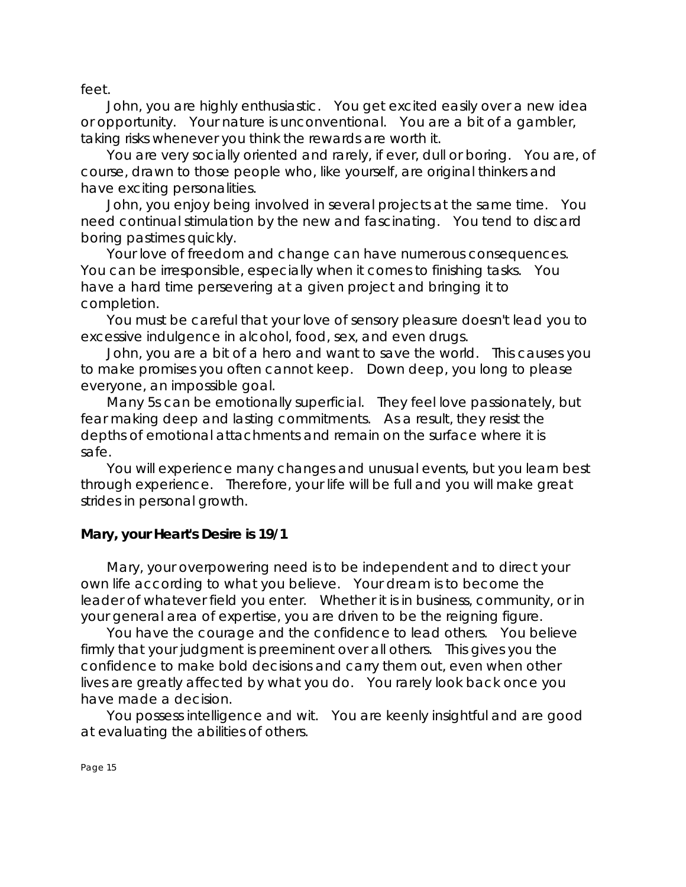feet.

John, you are highly enthusiastic. You get excited easily over a new idea or opportunity. Your nature is unconventional. You are a bit of a gambler, taking risks whenever you think the rewards are worth it.

You are very socially oriented and rarely, if ever, dull or boring. You are, of course, drawn to those people who, like yourself, are original thinkers and have exciting personalities.

John, you enjoy being involved in several projects at the same time. You need continual stimulation by the new and fascinating. You tend to discard boring pastimes quickly.

Your love of freedom and change can have numerous consequences. You can be irresponsible, especially when it comes to finishing tasks. You have a hard time persevering at a given project and bringing it to completion.

You must be careful that your love of sensory pleasure doesn't lead you to excessive indulgence in alcohol, food, sex, and even drugs.

John, you are a bit of a hero and want to save the world. This causes you to make promises you often cannot keep. Down deep, you long to please everyone, an impossible goal.

Many 5s can be emotionally superficial. They feel love passionately, but fear making deep and lasting commitments. As a result, they resist the depths of emotional attachments and remain on the surface where it is safe.

You will experience many changes and unusual events, but you learn best through experience. Therefore, your life will be full and you will make great strides in personal growth.

**Mary, your Heart's Desire is 19/1**

Mary, your overpowering need is to be independent and to direct your own life according to what you believe. Your dream is to become the leader of whatever field you enter. Whether it is in business, community, or in your general area of expertise, you are driven to be the reigning figure.

You have the courage and the confidence to lead others. You believe firmly that your judgment is preeminent over all others. This gives you the confidence to make bold decisions and carry them out, even when other lives are greatly affected by what you do. You rarely look back once you have made a decision.

You possess intelligence and wit. You are keenly insightful and are good at evaluating the abilities of others.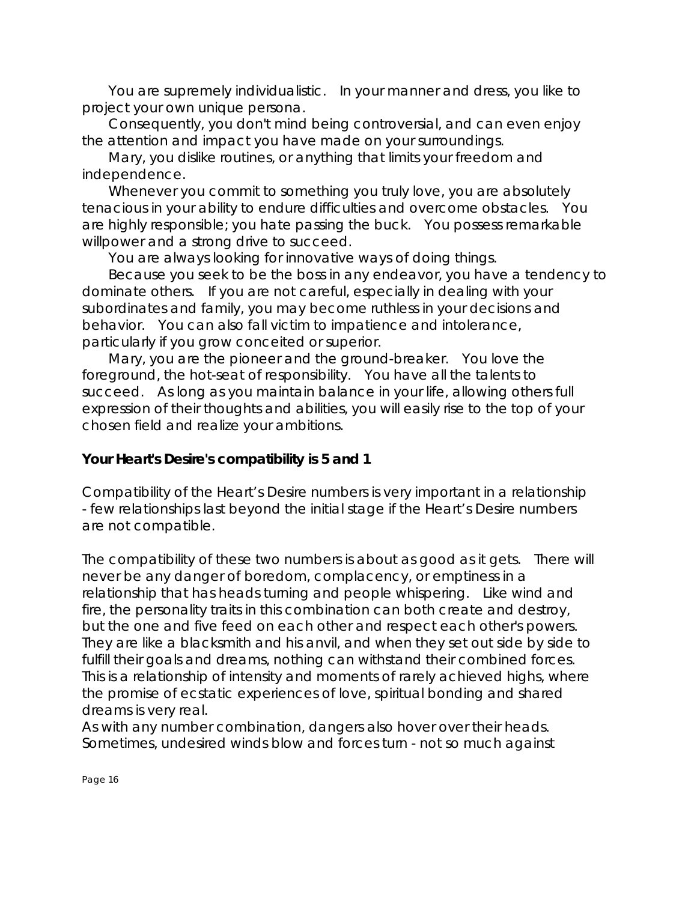You are supremely individualistic. In your manner and dress, you like to project your own unique persona.

Consequently, you don't mind being controversial, and can even enjoy the attention and impact you have made on your surroundings.

Mary, you dislike routines, or anything that limits your freedom and independence.

Whenever you commit to something you truly love, you are absolutely tenacious in your ability to endure difficulties and overcome obstacles. You are highly responsible; you hate passing the buck. You possess remarkable willpower and a strong drive to succeed.

You are always looking for innovative ways of doing things.

Because you seek to be the boss in any endeavor, you have a tendency to dominate others. If you are not careful, especially in dealing with your subordinates and family, you may become ruthless in your decisions and behavior. You can also fall victim to impatience and intolerance, particularly if you grow conceited or superior.

Mary, you are the pioneer and the ground-breaker. You love the foreground, the hot-seat of responsibility. You have all the talents to succeed. As long as you maintain balance in your life, allowing others full expression of their thoughts and abilities, you will easily rise to the top of your chosen field and realize your ambitions.

**Your Heart's Desire's compatibility is 5 and 1**

Compatibility of the Heart's Desire numbers is very important in a relationship - few relationships last beyond the initial stage if the Heart's Desire numbers are not compatible.

The compatibility of these two numbers is about as good as it gets. There will never be any danger of boredom, complacency, or emptiness in a relationship that has heads turning and people whispering. Like wind and fire, the personality traits in this combination can both create and destroy, but the one and five feed on each other and respect each other's powers. They are like a blacksmith and his anvil, and when they set out side by side to fulfill their goals and dreams, nothing can withstand their combined forces. This is a relationship of intensity and moments of rarely achieved highs, where the promise of ecstatic experiences of love, spiritual bonding and shared dreams is very real.

As with any number combination, dangers also hover over their heads. Sometimes, undesired winds blow and forces turn - not so much against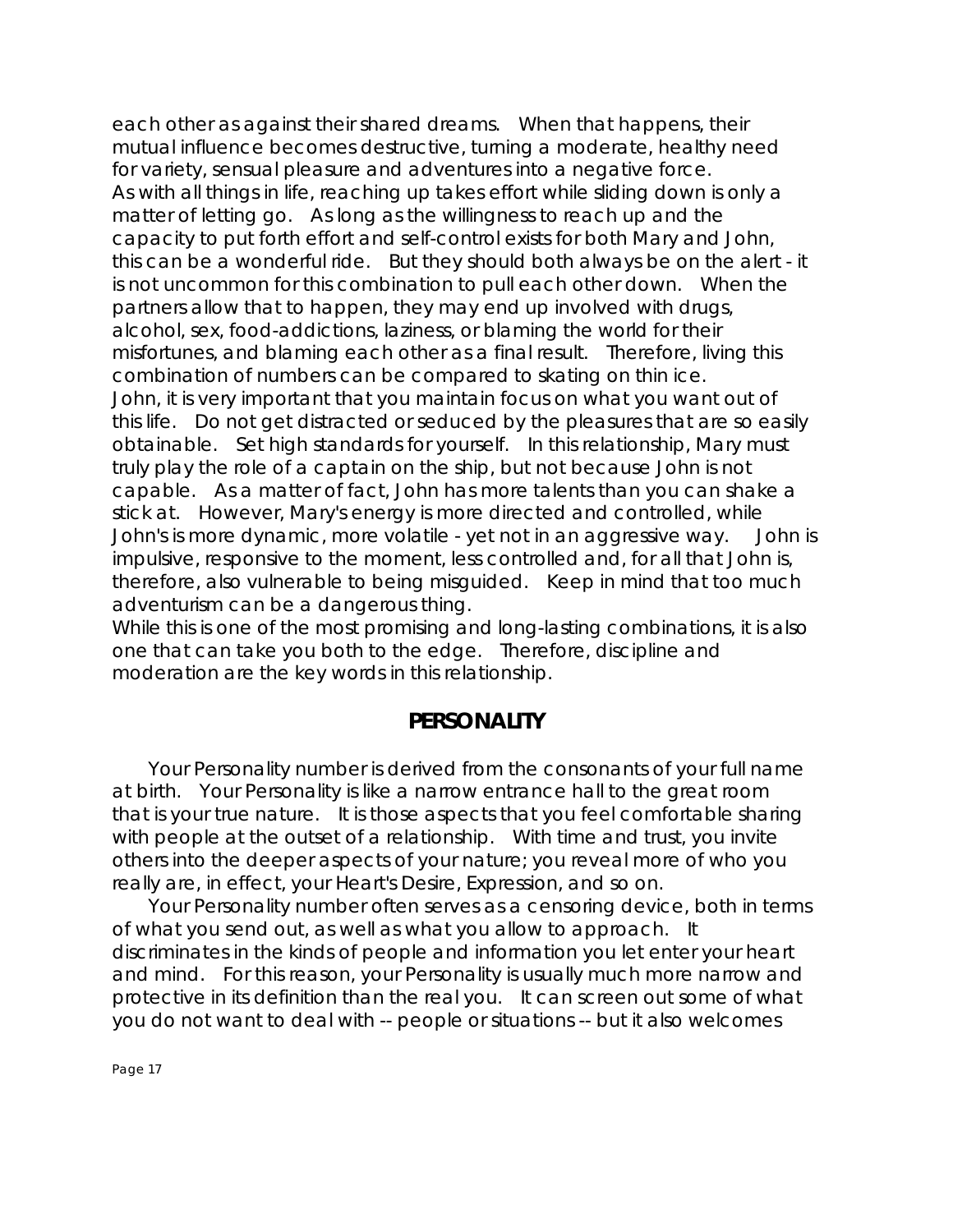each other as against their shared dreams. When that happens, their mutual influence becomes destructive, turning a moderate, healthy need for variety, sensual pleasure and adventures into a negative force.
As with all things in life, reaching up takes effort while sliding down is only a matter of letting go. As long as the willingness to reach up and the capacity to put forth effort and self-control exists for both Mary and John, this can be a wonderful ride. But they should both always be on the alert - it is not uncommon for this combination to pull each other down. When the partners allow that to happen, they may end up involved with drugs, alcohol, sex, food-addictions, laziness, or blaming the world for their misfortunes, and blaming each other as a final result. Therefore, living this combination of numbers can be compared to skating on thin ice.
John, it is very important that you maintain focus on what you want out of this life. Do not get distracted or seduced by the pleasures that are so easily obtainable. Set high standards for yourself. In this relationship, Mary must truly play the role of a captain on the ship, but not because John is not capable. As a matter of fact, John has more talents than you can shake a stick at. However, Mary's energy is more directed and controlled, while John's is more dynamic, more volatile - yet not in an aggressive way. John is impulsive, responsive to the moment, less controlled and, for all that John is, therefore, also vulnerable to being misguided. Keep in mind that too much adventurism can be a dangerous thing.
While this is one of the most promising and long-lasting combinations, it is also one that can take you both to the edge. Therefore, discipline and moderation are the key words in this relationship.

## PERSONALITY

Your Personality number is derived from the consonants of your full name at birth. Your Personality is like a narrow entrance hall to the great room that is your true nature. It is those aspects that you feel comfortable sharing with people at the outset of a relationship. With time and trust, you invite others into the deeper aspects of your nature; you reveal more of who you really are, in effect, your Heart's Desire, Expression, and so on.

Your Personality number often serves as a censoring device, both in terms of what you send out, as well as what you allow to approach. It discriminates in the kinds of people and information you let enter your heart and mind. For this reason, your Personality is usually much more narrow and protective in its definition than the real you. It can screen out some of what you do not want to deal with -- people or situations -- but it also welcomes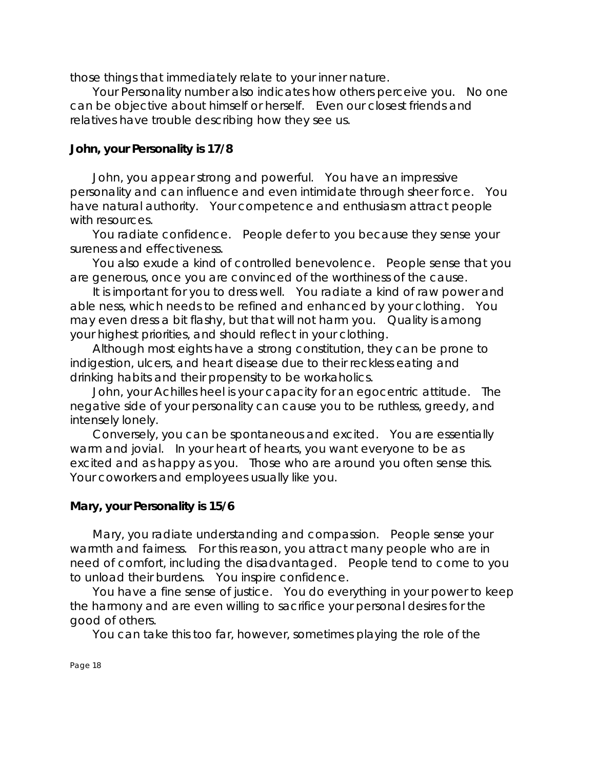those things that immediately relate to your inner nature.

Your Personality number also indicates how others perceive you. No one can be objective about himself or herself. Even our closest friends and relatives have trouble describing how they see us.

**John, your Personality is 17/8**

John, you appear strong and powerful. You have an impressive personality and can influence and even intimidate through sheer force. You have natural authority. Your competence and enthusiasm attract people with resources.

You radiate confidence. People defer to you because they sense your sureness and effectiveness.

You also exude a kind of controlled benevolence. People sense that you are generous, once you are convinced of the worthiness of the cause.

It is important for you to dress well. You radiate a kind of raw power and able ness, which needs to be refined and enhanced by your clothing. You may even dress a bit flashy, but that will not harm you. Quality is among your highest priorities, and should reflect in your clothing.

Although most eights have a strong constitution, they can be prone to indigestion, ulcers, and heart disease due to their reckless eating and drinking habits and their propensity to be workaholics.

John, your Achilles heel is your capacity for an egocentric attitude. The negative side of your personality can cause you to be ruthless, greedy, and intensely lonely.

Conversely, you can be spontaneous and excited. You are essentially warm and jovial. In your heart of hearts, you want everyone to be as excited and as happy as you. Those who are around you often sense this. Your coworkers and employees usually like you.

**Mary, your Personality is 15/6**

Mary, you radiate understanding and compassion. People sense your warmth and fairness. For this reason, you attract many people who are in need of comfort, including the disadvantaged. People tend to come to you to unload their burdens. You inspire confidence.

You have a fine sense of justice. You do everything in your power to keep the harmony and are even willing to sacrifice your personal desires for the good of others.

You can take this too far, however, sometimes playing the role of the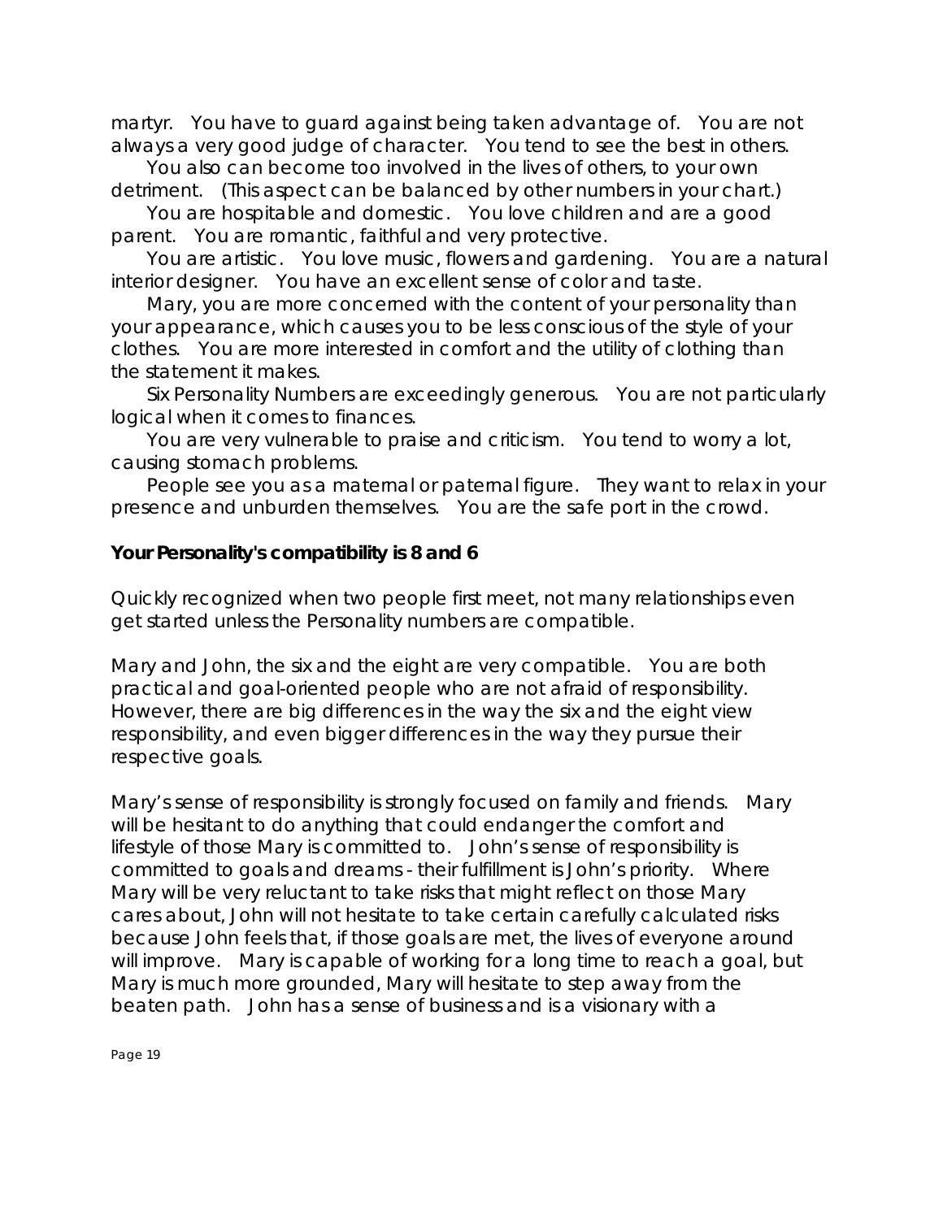martyr. You have to guard against being taken advantage of. You are not always a very good judge of character. You tend to see the best in others.

You also can become too involved in the lives of others, to your own detriment. (This aspect can be balanced by other numbers in your chart.)

You are hospitable and domestic. You love children and are a good parent. You are romantic, faithful and very protective.

You are artistic. You love music, flowers and gardening. You are a natural interior designer. You have an excellent sense of color and taste.

Mary, you are more concerned with the content of your personality than your appearance, which causes you to be less conscious of the style of your clothes. You are more interested in comfort and the utility of clothing than the statement it makes.

Six Personality Numbers are exceedingly generous. You are not particularly logical when it comes to finances.

You are very vulnerable to praise and criticism. You tend to worry a lot, causing stomach problems.

People see you as a maternal or paternal figure. They want to relax in your presence and unburden themselves. You are the safe port in the crowd.

**Your Personality's compatibility is 8 and 6**

Quickly recognized when two people first meet, not many relationships even get started unless the Personality numbers are compatible.

Mary and John, the six and the eight are very compatible. You are both practical and goal-oriented people who are not afraid of responsibility. However, there are big differences in the way the six and the eight view responsibility, and even bigger differences in the way they pursue their respective goals.

Mary's sense of responsibility is strongly focused on family and friends. Mary will be hesitant to do anything that could endanger the comfort and lifestyle of those Mary is committed to. John's sense of responsibility is committed to goals and dreams - their fulfillment is John's priority. Where Mary will be very reluctant to take risks that might reflect on those Mary cares about, John will not hesitate to take certain carefully calculated risks because John feels that, if those goals are met, the lives of everyone around will improve. Mary is capable of working for a long time to reach a goal, but Mary is much more grounded, Mary will hesitate to step away from the beaten path. John has a sense of business and is a visionary with a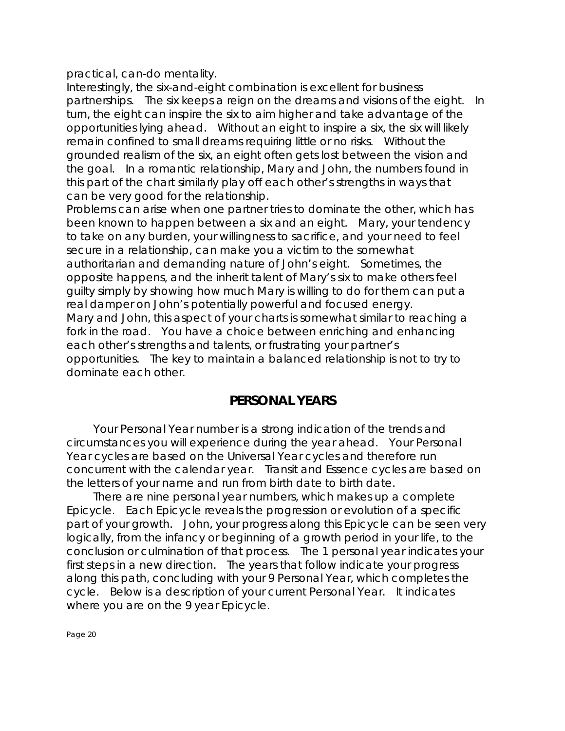practical, can-do mentality.

Interestingly, the six-and-eight combination is excellent for business partnerships. The six keeps a reign on the dreams and visions of the eight. In turn, the eight can inspire the six to aim higher and take advantage of the opportunities lying ahead. Without an eight to inspire a six, the six will likely remain confined to small dreams requiring little or no risks. Without the grounded realism of the six, an eight often gets lost between the vision and the goal. In a romantic relationship, Mary and John, the numbers found in this part of the chart similarly play off each other's strengths in ways that can be very good for the relationship.

Problems can arise when one partner tries to dominate the other, which has been known to happen between a six and an eight. Mary, your tendency to take on any burden, your willingness to sacrifice, and your need to feel secure in a relationship, can make you a victim to the somewhat authoritarian and demanding nature of John's eight. Sometimes, the opposite happens, and the inherit talent of Mary's six to make others feel guilty simply by showing how much Mary is willing to do for them can put a real damper on John's potentially powerful and focused energy.

Mary and John, this aspect of your charts is somewhat similar to reaching a fork in the road. You have a choice between enriching and enhancing each other's strengths and talents, or frustrating your partner's opportunities. The key to maintain a balanced relationship is not to try to dominate each other.

## PERSONAL YEARS

Your Personal Year number is a strong indication of the trends and circumstances you will experience during the year ahead. Your Personal Year cycles are based on the Universal Year cycles and therefore run concurrent with the calendar year. Transit and Essence cycles are based on the letters of your name and run from birth date to birth date.

There are nine personal year numbers, which makes up a complete Epicycle. Each Epicycle reveals the progression or evolution of a specific part of your growth. John, your progress along this Epicycle can be seen very logically, from the infancy or beginning of a growth period in your life, to the conclusion or culmination of that process. The 1 personal year indicates your first steps in a new direction. The years that follow indicate your progress along this path, concluding with your 9 Personal Year, which completes the cycle. Below is a description of your current Personal Year. It indicates where you are on the 9 year Epicycle.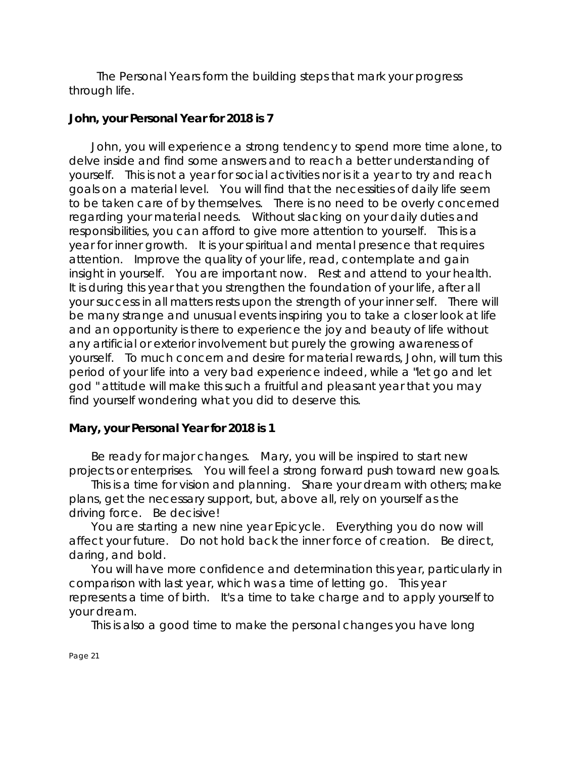The Personal Years form the building steps that mark your progress through life.

**John, your Personal Year for 2018 is 7**

John, you will experience a strong tendency to spend more time alone, to delve inside and find some answers and to reach a better understanding of yourself. This is not a year for social activities nor is it a year to try and reach goals on a material level. You will find that the necessities of daily life seem to be taken care of by themselves. There is no need to be overly concerned regarding your material needs. Without slacking on your daily duties and responsibilities, you can afford to give more attention to yourself. This is a year for inner growth. It is your spiritual and mental presence that requires attention. Improve the quality of your life, read, contemplate and gain insight in yourself. You are important now. Rest and attend to your health. It is during this year that you strengthen the foundation of your life, after all your success in all matters rests upon the strength of your inner self. There will be many strange and unusual events inspiring you to take a closer look at life and an opportunity is there to experience the joy and beauty of life without any artificial or exterior involvement but purely the growing awareness of yourself. To much concern and desire for material rewards, John, will turn this period of your life into a very bad experience indeed, while a "let go and let god " attitude will make this such a fruitful and pleasant year that you may find yourself wondering what you did to deserve this.

**Mary, your Personal Year for 2018 is 1**

Be ready for major changes. Mary, you will be inspired to start new projects or enterprises. You will feel a strong forward push toward new goals.

This is a time for vision and planning. Share your dream with others; make plans, get the necessary support, but, above all, rely on yourself as the driving force. Be decisive!

You are starting a new nine year Epicycle. Everything you do now will affect your future. Do not hold back the inner force of creation. Be direct, daring, and bold.

You will have more confidence and determination this year, particularly in comparison with last year, which was a time of letting go. This year represents a time of birth. It's a time to take charge and to apply yourself to your dream.

This is also a good time to make the personal changes you have long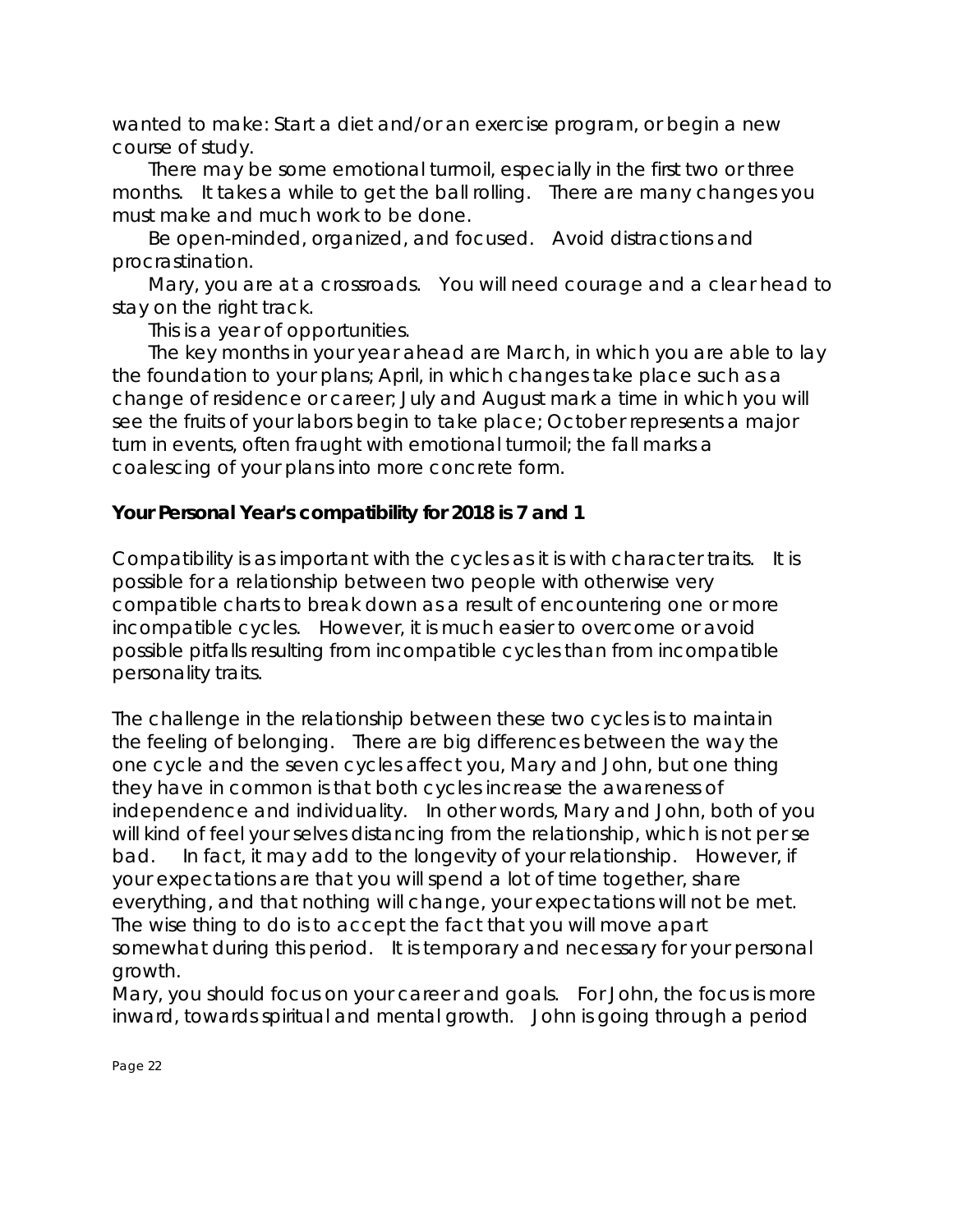wanted to make: Start a diet and/or an exercise program, or begin a new course of study.

There may be some emotional turmoil, especially in the first two or three months. It takes a while to get the ball rolling. There are many changes you must make and much work to be done.

Be open-minded, organized, and focused. Avoid distractions and procrastination.

Mary, you are at a crossroads. You will need courage and a clear head to stay on the right track.

This is a year of opportunities.

The key months in your year ahead are March, in which you are able to lay the foundation to your plans; April, in which changes take place such as a change of residence or career; July and August mark a time in which you will see the fruits of your labors begin to take place; October represents a major turn in events, often fraught with emotional turmoil; the fall marks a coalescing of your plans into more concrete form.

**Your Personal Year's compatibility for 2018 is 7 and 1**

Compatibility is as important with the cycles as it is with character traits. It is possible for a relationship between two people with otherwise very compatible charts to break down as a result of encountering one or more incompatible cycles. However, it is much easier to overcome or avoid possible pitfalls resulting from incompatible cycles than from incompatible personality traits.

The challenge in the relationship between these two cycles is to maintain the feeling of belonging. There are big differences between the way the one cycle and the seven cycles affect you, Mary and John, but one thing they have in common is that both cycles increase the awareness of independence and individuality. In other words, Mary and John, both of you will kind of feel your selves distancing from the relationship, which is not per se bad. In fact, it may add to the longevity of your relationship. However, if your expectations are that you will spend a lot of time together, share everything, and that nothing will change, your expectations will not be met. The wise thing to do is to accept the fact that you will move apart somewhat during this period. It is temporary and necessary for your personal growth.
Mary, you should focus on your career and goals. For John, the focus is more inward, towards spiritual and mental growth. John is going through a period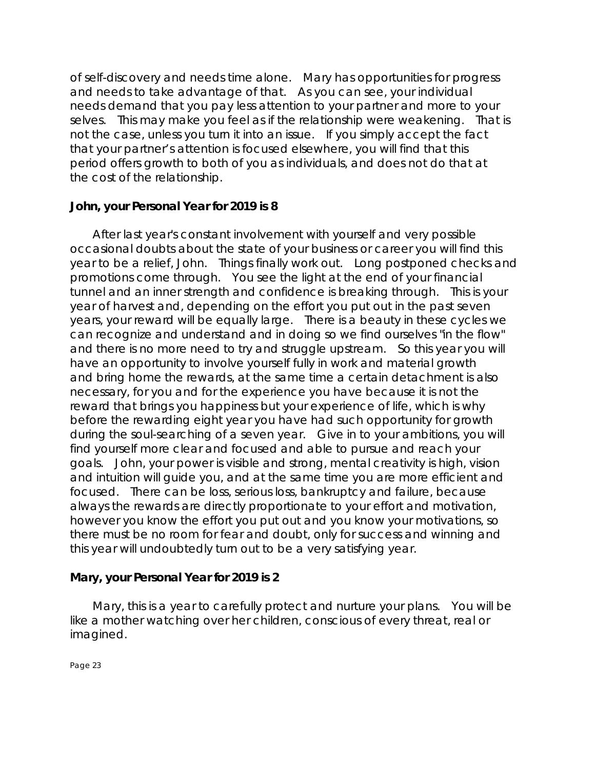of self-discovery and needs time alone. Mary has opportunities for progress and needs to take advantage of that. As you can see, your individual needs demand that you pay less attention to your partner and more to your selves. This may make you feel as if the relationship were weakening. That is not the case, unless you turn it into an issue. If you simply accept the fact that your partner's attention is focused elsewhere, you will find that this period offers growth to both of you as individuals, and does not do that at the cost of the relationship.

### John, your Personal Year for 2019 is 8

After last year's constant involvement with yourself and very possible occasional doubts about the state of your business or career you will find this year to be a relief, John. Things finally work out. Long postponed checks and promotions come through. You see the light at the end of your financial tunnel and an inner strength and confidence is breaking through. This is your year of harvest and, depending on the effort you put out in the past seven years, your reward will be equally large. There is a beauty in these cycles we can recognize and understand and in doing so we find ourselves "in the flow" and there is no more need to try and struggle upstream. So this year you will have an opportunity to involve yourself fully in work and material growth and bring home the rewards, at the same time a certain detachment is also necessary, for you and for the experience you have because it is not the reward that brings you happiness but your experience of life, which is why before the rewarding eight year you have had such opportunity for growth during the soul-searching of a seven year. Give in to your ambitions, you will find yourself more clear and focused and able to pursue and reach your goals. John, your power is visible and strong, mental creativity is high, vision and intuition will guide you, and at the same time you are more efficient and focused. There can be loss, serious loss, bankruptcy and failure, because always the rewards are directly proportionate to your effort and motivation, however you know the effort you put out and you know your motivations, so there must be no room for fear and doubt, only for success and winning and this year will undoubtedly turn out to be a very satisfying year.

### Mary, your Personal Year for 2019 is 2

Mary, this is a year to carefully protect and nurture your plans. You will be like a mother watching over her children, conscious of every threat, real or imagined.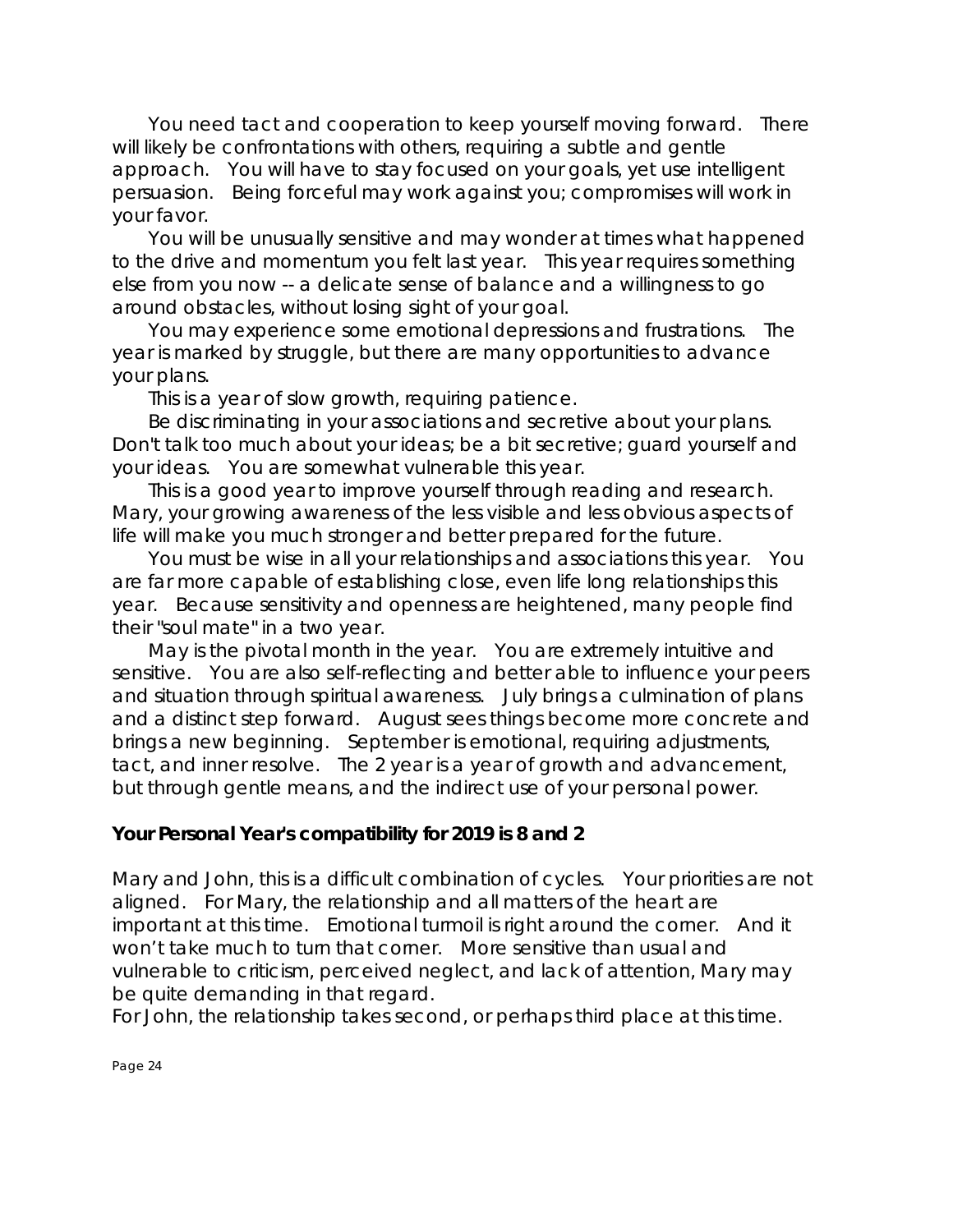You need tact and cooperation to keep yourself moving forward. There will likely be confrontations with others, requiring a subtle and gentle approach. You will have to stay focused on your goals, yet use intelligent persuasion. Being forceful may work against you; compromises will work in your favor.

You will be unusually sensitive and may wonder at times what happened to the drive and momentum you felt last year. This year requires something else from you now -- a delicate sense of balance and a willingness to go around obstacles, without losing sight of your goal.

You may experience some emotional depressions and frustrations. The year is marked by struggle, but there are many opportunities to advance your plans.

This is a year of slow growth, requiring patience.

Be discriminating in your associations and secretive about your plans. Don't talk too much about your ideas; be a bit secretive; guard yourself and your ideas. You are somewhat vulnerable this year.

This is a good year to improve yourself through reading and research. Mary, your growing awareness of the less visible and less obvious aspects of life will make you much stronger and better prepared for the future.

You must be wise in all your relationships and associations this year. You are far more capable of establishing close, even life long relationships this year. Because sensitivity and openness are heightened, many people find their "soul mate" in a two year.

May is the pivotal month in the year. You are extremely intuitive and sensitive. You are also self-reflecting and better able to influence your peers and situation through spiritual awareness. July brings a culmination of plans and a distinct step forward. August sees things become more concrete and brings a new beginning. September is emotional, requiring adjustments, tact, and inner resolve. The 2 year is a year of growth and advancement, but through gentle means, and the indirect use of your personal power.

**Your Personal Year's compatibility for 2019 is 8 and 2**

Mary and John, this is a difficult combination of cycles. Your priorities are not aligned. For Mary, the relationship and all matters of the heart are important at this time. Emotional turmoil is right around the corner. And it won't take much to turn that corner. More sensitive than usual and vulnerable to criticism, perceived neglect, and lack of attention, Mary may be quite demanding in that regard.

For John, the relationship takes second, or perhaps third place at this time.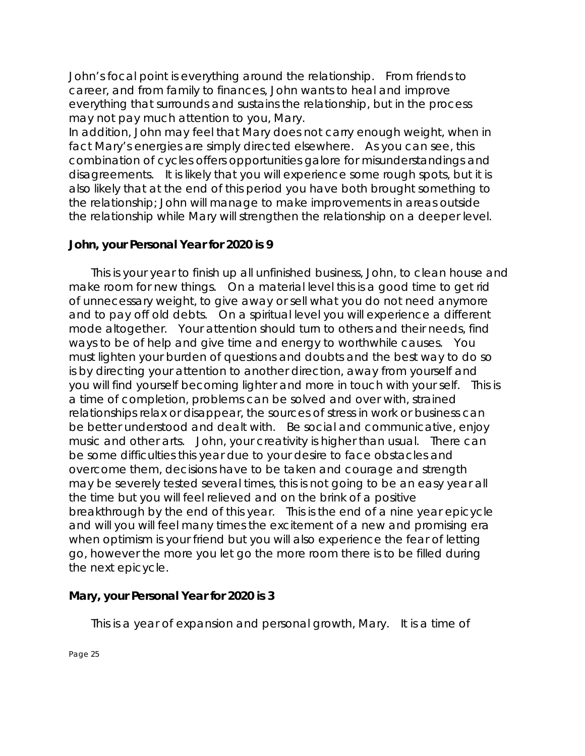John's focal point is everything around the relationship. From friends to career, and from family to finances, John wants to heal and improve everything that surrounds and sustains the relationship, but in the process may not pay much attention to you, Mary.
In addition, John may feel that Mary does not carry enough weight, when in fact Mary's energies are simply directed elsewhere. As you can see, this combination of cycles offers opportunities galore for misunderstandings and disagreements. It is likely that you will experience some rough spots, but it is also likely that at the end of this period you have both brought something to the relationship; John will manage to make improvements in areas outside the relationship while Mary will strengthen the relationship on a deeper level.

**John, your Personal Year for 2020 is 9**

This is your year to finish up all unfinished business, John, to clean house and make room for new things. On a material level this is a good time to get rid of unnecessary weight, to give away or sell what you do not need anymore and to pay off old debts. On a spiritual level you will experience a different mode altogether. Your attention should turn to others and their needs, find ways to be of help and give time and energy to worthwhile causes. You must lighten your burden of questions and doubts and the best way to do so is by directing your attention to another direction, away from yourself and you will find yourself becoming lighter and more in touch with your self. This is a time of completion, problems can be solved and over with, strained relationships relax or disappear, the sources of stress in work or business can be better understood and dealt with. Be social and communicative, enjoy music and other arts. John, your creativity is higher than usual. There can be some difficulties this year due to your desire to face obstacles and overcome them, decisions have to be taken and courage and strength may be severely tested several times, this is not going to be an easy year all the time but you will feel relieved and on the brink of a positive breakthrough by the end of this year. This is the end of a nine year epicycle and will you will feel many times the excitement of a new and promising era when optimism is your friend but you will also experience the fear of letting go, however the more you let go the more room there is to be filled during the next epicycle.

**Mary, your Personal Year for 2020 is 3**

This is a year of expansion and personal growth, Mary. It is a time of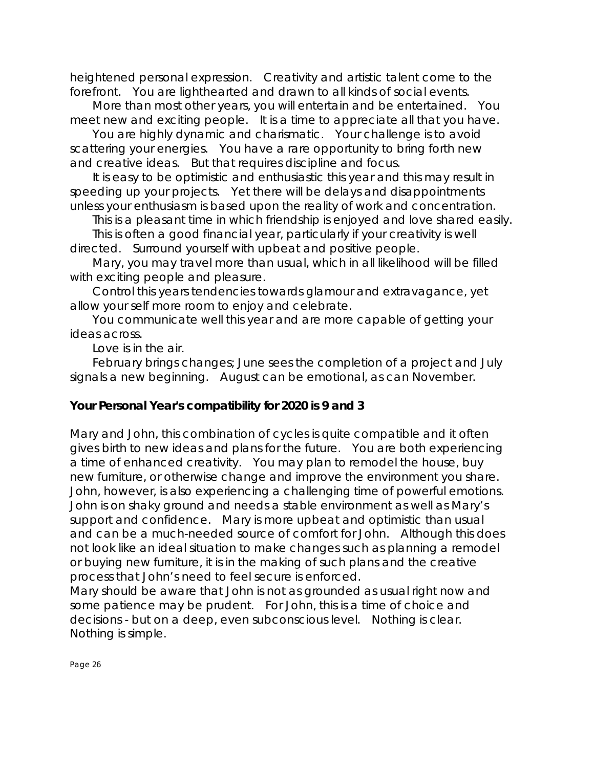heightened personal expression. Creativity and artistic talent come to the forefront. You are lighthearted and drawn to all kinds of social events.

More than most other years, you will entertain and be entertained. You meet new and exciting people. It is a time to appreciate all that you have.

You are highly dynamic and charismatic. Your challenge is to avoid scattering your energies. You have a rare opportunity to bring forth new and creative ideas. But that requires discipline and focus.

It is easy to be optimistic and enthusiastic this year and this may result in speeding up your projects. Yet there will be delays and disappointments unless your enthusiasm is based upon the reality of work and concentration.

This is a pleasant time in which friendship is enjoyed and love shared easily.

This is often a good financial year, particularly if your creativity is well directed. Surround yourself with upbeat and positive people.

Mary, you may travel more than usual, which in all likelihood will be filled with exciting people and pleasure.

Control this years tendencies towards glamour and extravagance, yet allow your self more room to enjoy and celebrate.

You communicate well this year and are more capable of getting your ideas across.

Love is in the air.

February brings changes; June sees the completion of a project and July signals a new beginning. August can be emotional, as can November.

**Your Personal Year's compatibility for 2020 is 9 and 3**

Mary and John, this combination of cycles is quite compatible and it often gives birth to new ideas and plans for the future. You are both experiencing a time of enhanced creativity. You may plan to remodel the house, buy new furniture, or otherwise change and improve the environment you share. John, however, is also experiencing a challenging time of powerful emotions. John is on shaky ground and needs a stable environment as well as Mary's support and confidence. Mary is more upbeat and optimistic than usual and can be a much-needed source of comfort for John. Although this does not look like an ideal situation to make changes such as planning a remodel or buying new furniture, it is in the making of such plans and the creative process that John's need to feel secure is enforced.
Mary should be aware that John is not as grounded as usual right now and some patience may be prudent. For John, this is a time of choice and decisions - but on a deep, even subconscious level. Nothing is clear. Nothing is simple.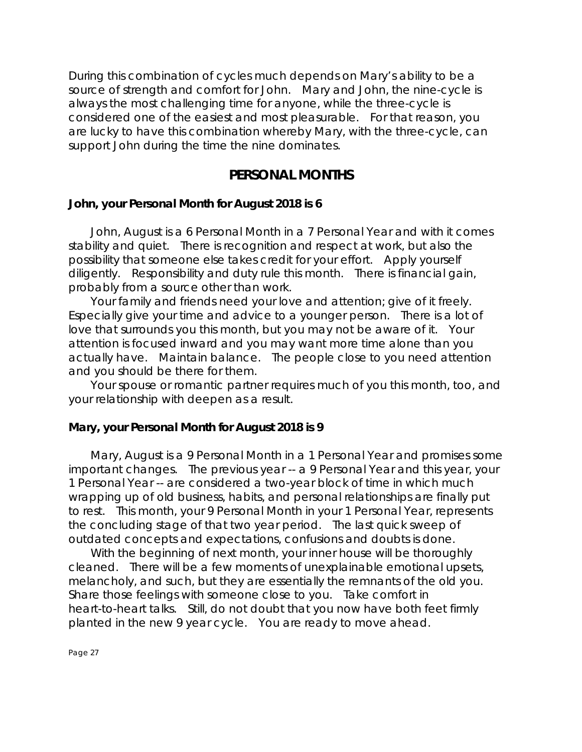During this combination of cycles much depends on Mary's ability to be a source of strength and comfort for John. Mary and John, the nine-cycle is always the most challenging time for anyone, while the three-cycle is considered one of the easiest and most pleasurable. For that reason, you are lucky to have this combination whereby Mary, with the three-cycle, can support John during the time the nine dominates.

## PERSONAL MONTHS

### John, your Personal Month for August 2018 is 6

John, August is a 6 Personal Month in a 7 Personal Year and with it comes stability and quiet. There is recognition and respect at work, but also the possibility that someone else takes credit for your effort. Apply yourself diligently. Responsibility and duty rule this month. There is financial gain, probably from a source other than work.

Your family and friends need your love and attention; give of it freely. Especially give your time and advice to a younger person. There is a lot of love that surrounds you this month, but you may not be aware of it. Your attention is focused inward and you may want more time alone than you actually have. Maintain balance. The people close to you need attention and you should be there for them.

Your spouse or romantic partner requires much of you this month, too, and your relationship with deepen as a result.

### Mary, your Personal Month for August 2018 is 9

Mary, August is a 9 Personal Month in a 1 Personal Year and promises some important changes. The previous year -- a 9 Personal Year and this year, your 1 Personal Year -- are considered a two-year block of time in which much wrapping up of old business, habits, and personal relationships are finally put to rest. This month, your 9 Personal Month in your 1 Personal Year, represents the concluding stage of that two year period. The last quick sweep of outdated concepts and expectations, confusions and doubts is done.

With the beginning of next month, your inner house will be thoroughly cleaned. There will be a few moments of unexplainable emotional upsets, melancholy, and such, but they are essentially the remnants of the old you. Share those feelings with someone close to you. Take comfort in heart-to-heart talks. Still, do not doubt that you now have both feet firmly planted in the new 9 year cycle. You are ready to move ahead.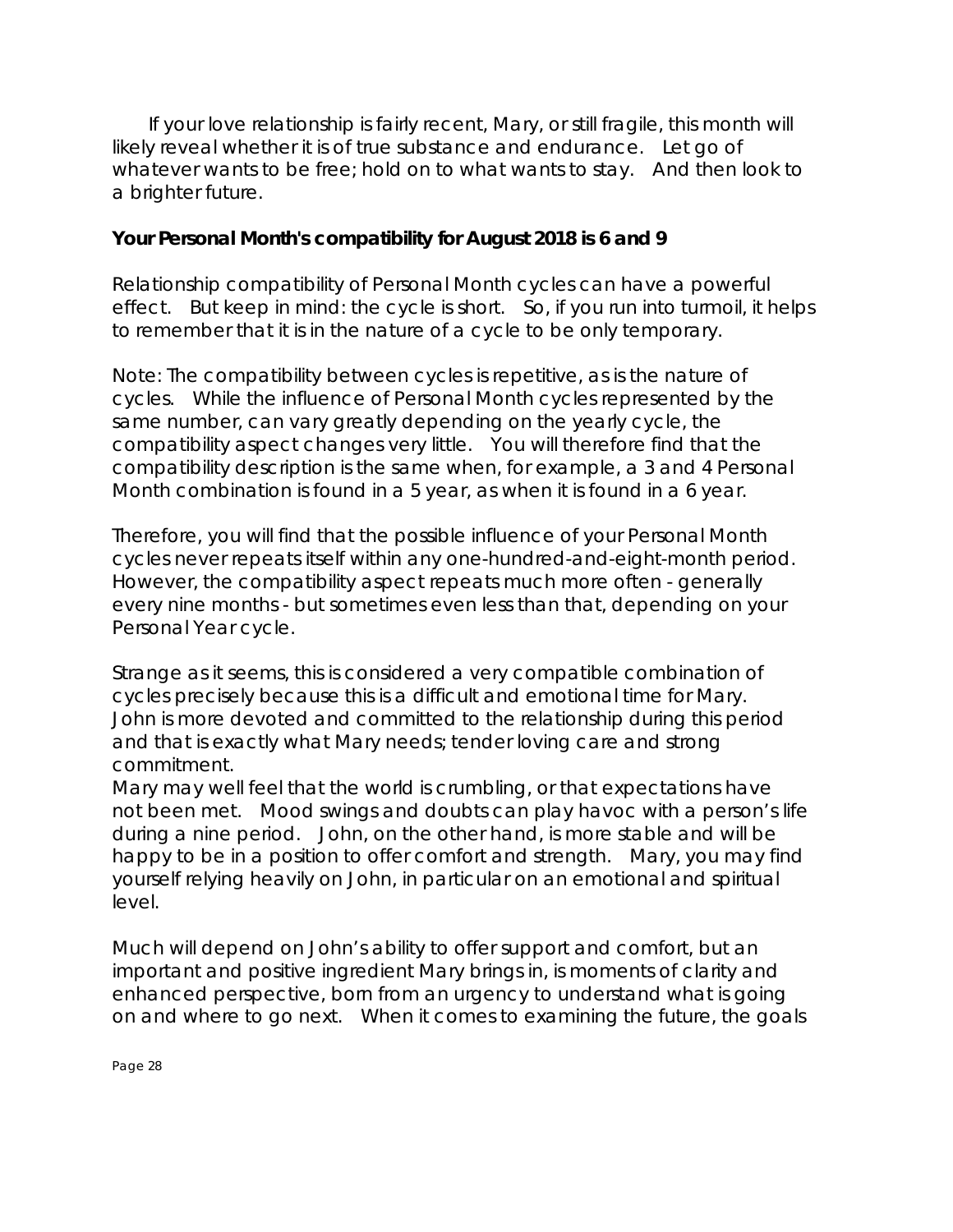If your love relationship is fairly recent, Mary, or still fragile, this month will likely reveal whether it is of true substance and endurance. Let go of whatever wants to be free; hold on to what wants to stay. And then look to a brighter future.

**Your Personal Month's compatibility for August 2018 is 6 and 9**

Relationship compatibility of Personal Month cycles can have a powerful effect. But keep in mind: the cycle is short. So, if you run into turmoil, it helps to remember that it is in the nature of a cycle to be only temporary.

Note: The compatibility between cycles is repetitive, as is the nature of cycles. While the influence of Personal Month cycles represented by the same number, can vary greatly depending on the yearly cycle, the compatibility aspect changes very little. You will therefore find that the compatibility description is the same when, for example, a 3 and 4 Personal Month combination is found in a 5 year, as when it is found in a 6 year.

Therefore, you will find that the possible influence of your Personal Month cycles never repeats itself within any one-hundred-and-eight-month period. However, the compatibility aspect repeats much more often - generally every nine months - but sometimes even less than that, depending on your Personal Year cycle.

Strange as it seems, this is considered a very compatible combination of cycles precisely because this is a difficult and emotional time for Mary. John is more devoted and committed to the relationship during this period and that is exactly what Mary needs; tender loving care and strong commitment.
Mary may well feel that the world is crumbling, or that expectations have not been met. Mood swings and doubts can play havoc with a person's life during a nine period. John, on the other hand, is more stable and will be happy to be in a position to offer comfort and strength. Mary, you may find yourself relying heavily on John, in particular on an emotional and spiritual level.

Much will depend on John's ability to offer support and comfort, but an important and positive ingredient Mary brings in, is moments of clarity and enhanced perspective, born from an urgency to understand what is going on and where to go next. When it comes to examining the future, the goals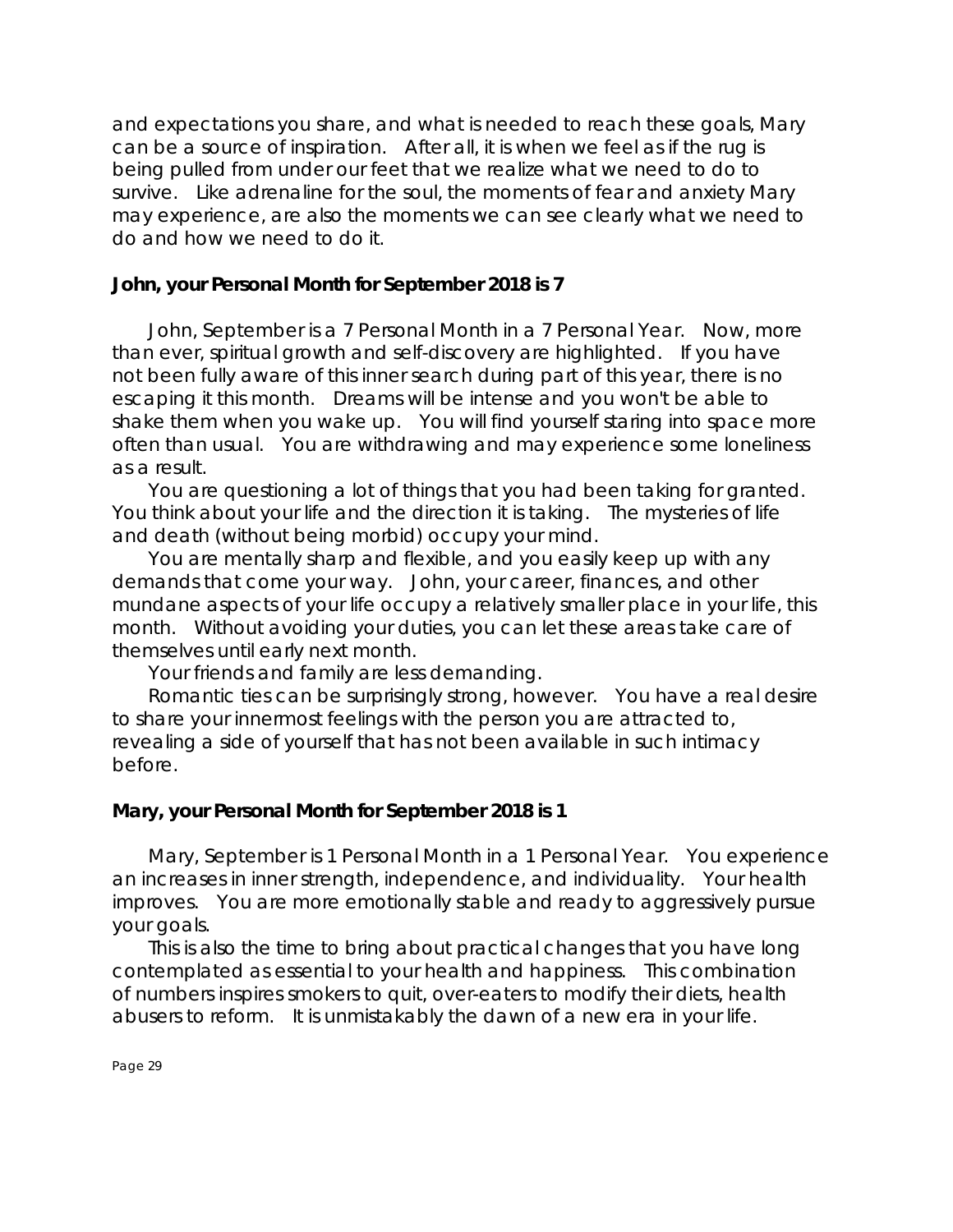and expectations you share, and what is needed to reach these goals, Mary can be a source of inspiration. After all, it is when we feel as if the rug is being pulled from under our feet that we realize what we need to do to survive. Like adrenaline for the soul, the moments of fear and anxiety Mary may experience, are also the moments we can see clearly what we need to do and how we need to do it.

**John, your Personal Month for September 2018 is 7**

John, September is a 7 Personal Month in a 7 Personal Year. Now, more than ever, spiritual growth and self-discovery are highlighted. If you have not been fully aware of this inner search during part of this year, there is no escaping it this month. Dreams will be intense and you won't be able to shake them when you wake up. You will find yourself staring into space more often than usual. You are withdrawing and may experience some loneliness as a result.

You are questioning a lot of things that you had been taking for granted. You think about your life and the direction it is taking. The mysteries of life and death (without being morbid) occupy your mind.

You are mentally sharp and flexible, and you easily keep up with any demands that come your way. John, your career, finances, and other mundane aspects of your life occupy a relatively smaller place in your life, this month. Without avoiding your duties, you can let these areas take care of themselves until early next month.

Your friends and family are less demanding.

Romantic ties can be surprisingly strong, however. You have a real desire to share your innermost feelings with the person you are attracted to, revealing a side of yourself that has not been available in such intimacy before.

**Mary, your Personal Month for September 2018 is 1**

Mary, September is 1 Personal Month in a 1 Personal Year. You experience an increases in inner strength, independence, and individuality. Your health improves. You are more emotionally stable and ready to aggressively pursue your goals.

This is also the time to bring about practical changes that you have long contemplated as essential to your health and happiness. This combination of numbers inspires smokers to quit, over-eaters to modify their diets, health abusers to reform. It is unmistakably the dawn of a new era in your life.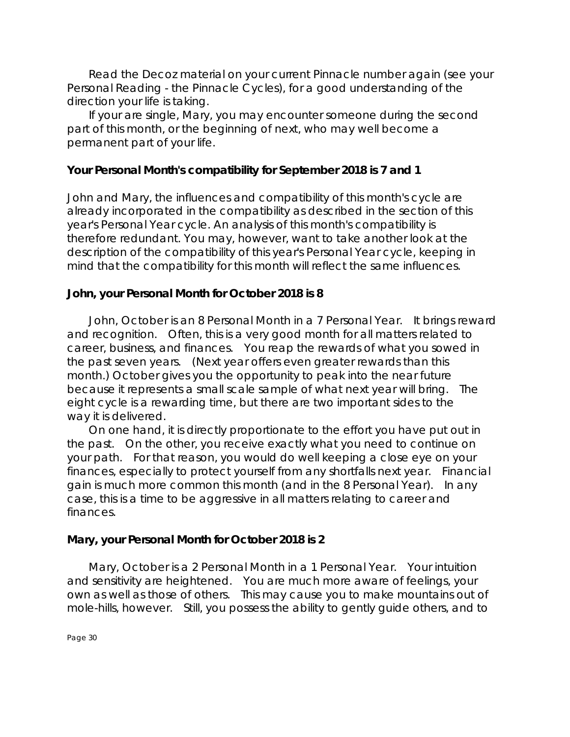Read the Decoz material on your current Pinnacle number again (see your Personal Reading - the Pinnacle Cycles), for a good understanding of the direction your life is taking.

If your are single, Mary, you may encounter someone during the second part of this month, or the beginning of next, who may well become a permanent part of your life.

**Your Personal Month's compatibility for September 2018 is 7 and 1**

John and Mary, the influences and compatibility of this month's cycle are already incorporated in the compatibility as described in the section of this year's Personal Year cycle. An analysis of this month's compatibility is therefore redundant. You may, however, want to take another look at the description of the compatibility of this year's Personal Year cycle, keeping in mind that the compatibility for this month will reflect the same influences.

**John, your Personal Month for October 2018 is 8**

John, October is an 8 Personal Month in a 7 Personal Year. It brings reward and recognition. Often, this is a very good month for all matters related to career, business, and finances. You reap the rewards of what you sowed in the past seven years. (Next year offers even greater rewards than this month.) October gives you the opportunity to peak into the near future because it represents a small scale sample of what next year will bring. The eight cycle is a rewarding time, but there are two important sides to the way it is delivered.

On one hand, it is directly proportionate to the effort you have put out in the past. On the other, you receive exactly what you need to continue on your path. For that reason, you would do well keeping a close eye on your finances, especially to protect yourself from any shortfalls next year. Financial gain is much more common this month (and in the 8 Personal Year). In any case, this is a time to be aggressive in all matters relating to career and finances.

**Mary, your Personal Month for October 2018 is 2**

Mary, October is a 2 Personal Month in a 1 Personal Year. Your intuition and sensitivity are heightened. You are much more aware of feelings, your own as well as those of others. This may cause you to make mountains out of mole-hills, however. Still, you possess the ability to gently guide others, and to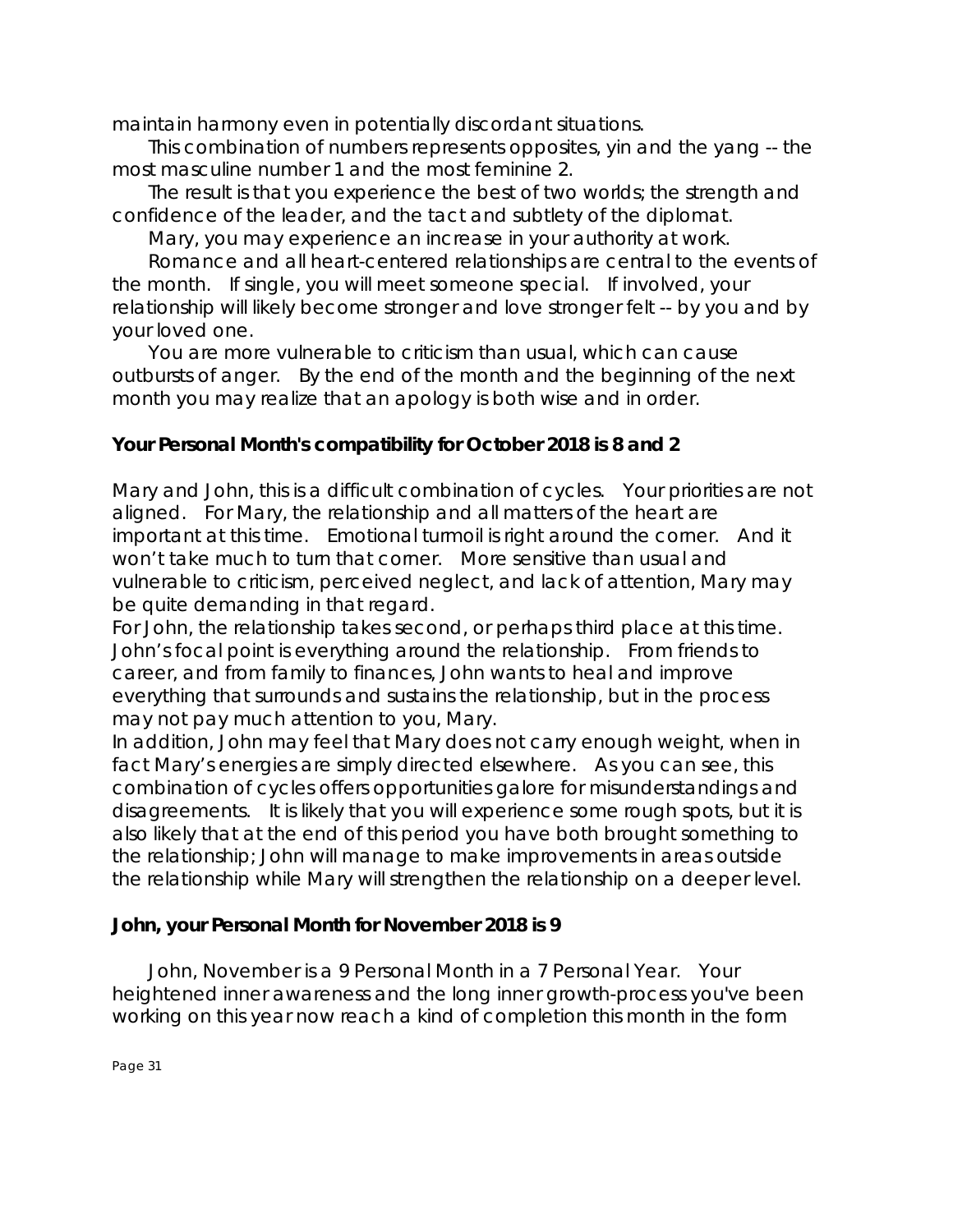maintain harmony even in potentially discordant situations.

This combination of numbers represents opposites, yin and the yang -- the most masculine number 1 and the most feminine 2.

The result is that you experience the best of two worlds; the strength and confidence of the leader, and the tact and subtlety of the diplomat.

Mary, you may experience an increase in your authority at work.

Romance and all heart-centered relationships are central to the events of the month. If single, you will meet someone special. If involved, your relationship will likely become stronger and love stronger felt -- by you and by your loved one.

You are more vulnerable to criticism than usual, which can cause outbursts of anger. By the end of the month and the beginning of the next month you may realize that an apology is both wise and in order.

### Your Personal Month's compatibility for October 2018 is 8 and 2

Mary and John, this is a difficult combination of cycles. Your priorities are not aligned. For Mary, the relationship and all matters of the heart are important at this time. Emotional turmoil is right around the corner. And it won't take much to turn that corner. More sensitive than usual and vulnerable to criticism, perceived neglect, and lack of attention, Mary may be quite demanding in that regard.

For John, the relationship takes second, or perhaps third place at this time. John's focal point is everything around the relationship. From friends to career, and from family to finances, John wants to heal and improve everything that surrounds and sustains the relationship, but in the process may not pay much attention to you, Mary.

In addition, John may feel that Mary does not carry enough weight, when in fact Mary's energies are simply directed elsewhere. As you can see, this combination of cycles offers opportunities galore for misunderstandings and disagreements. It is likely that you will experience some rough spots, but it is also likely that at the end of this period you have both brought something to the relationship; John will manage to make improvements in areas outside the relationship while Mary will strengthen the relationship on a deeper level.

### John, your Personal Month for November 2018 is 9

John, November is a 9 Personal Month in a 7 Personal Year. Your heightened inner awareness and the long inner growth-process you've been working on this year now reach a kind of completion this month in the form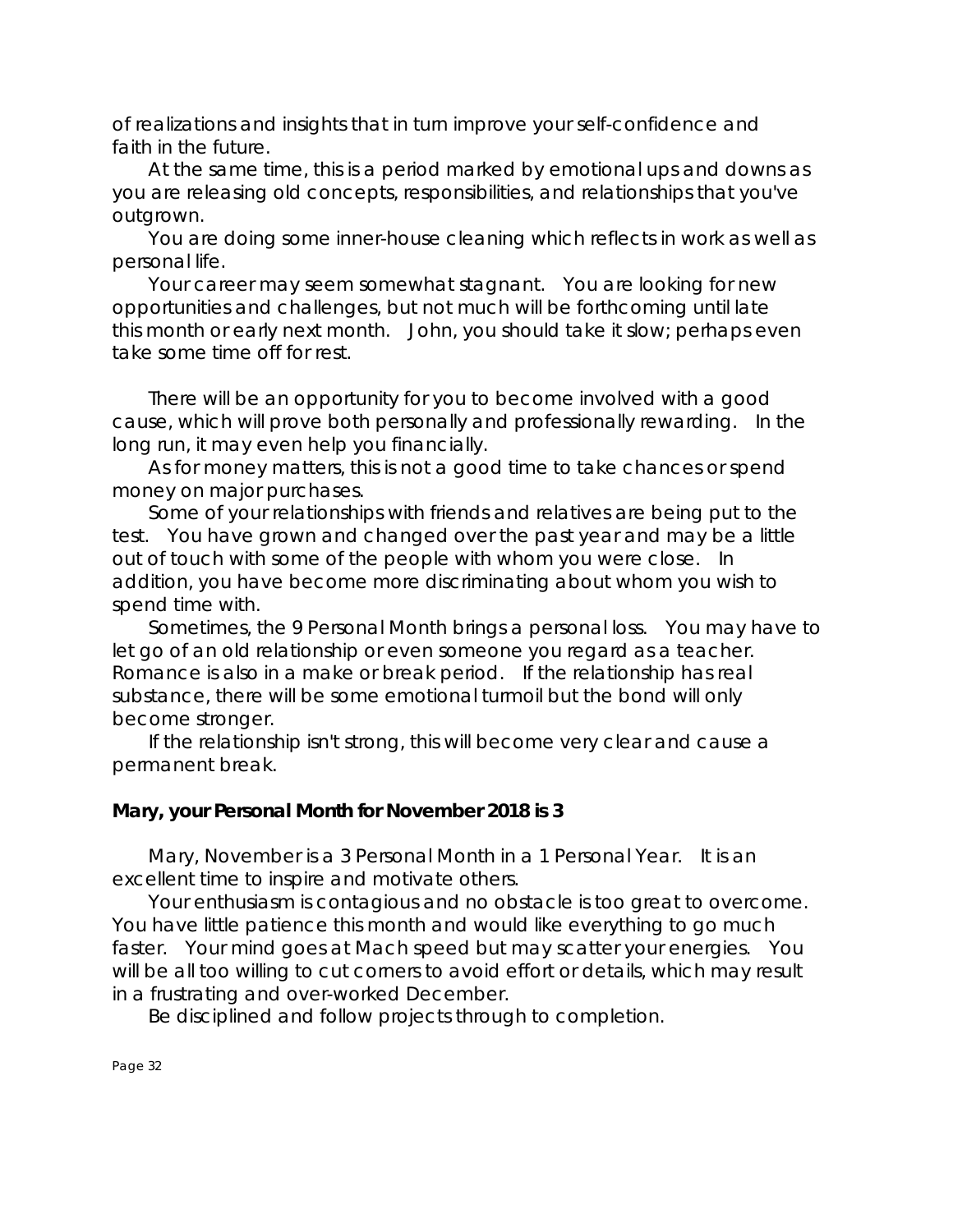of realizations and insights that in turn improve your self-confidence and faith in the future.

At the same time, this is a period marked by emotional ups and downs as you are releasing old concepts, responsibilities, and relationships that you've outgrown.

You are doing some inner-house cleaning which reflects in work as well as personal life.

Your career may seem somewhat stagnant. You are looking for new opportunities and challenges, but not much will be forthcoming until late this month or early next month. John, you should take it slow; perhaps even take some time off for rest.

There will be an opportunity for you to become involved with a good cause, which will prove both personally and professionally rewarding. In the long run, it may even help you financially.

As for money matters, this is not a good time to take chances or spend money on major purchases.

Some of your relationships with friends and relatives are being put to the test. You have grown and changed over the past year and may be a little out of touch with some of the people with whom you were close. In addition, you have become more discriminating about whom you wish to spend time with.

Sometimes, the 9 Personal Month brings a personal loss. You may have to let go of an old relationship or even someone you regard as a teacher. Romance is also in a make or break period. If the relationship has real substance, there will be some emotional turmoil but the bond will only become stronger.

If the relationship isn't strong, this will become very clear and cause a permanent break.

**Mary, your Personal Month for November 2018 is 3**

Mary, November is a 3 Personal Month in a 1 Personal Year. It is an excellent time to inspire and motivate others.

Your enthusiasm is contagious and no obstacle is too great to overcome. You have little patience this month and would like everything to go much faster. Your mind goes at Mach speed but may scatter your energies. You will be all too willing to cut corners to avoid effort or details, which may result in a frustrating and over-worked December.

Be disciplined and follow projects through to completion.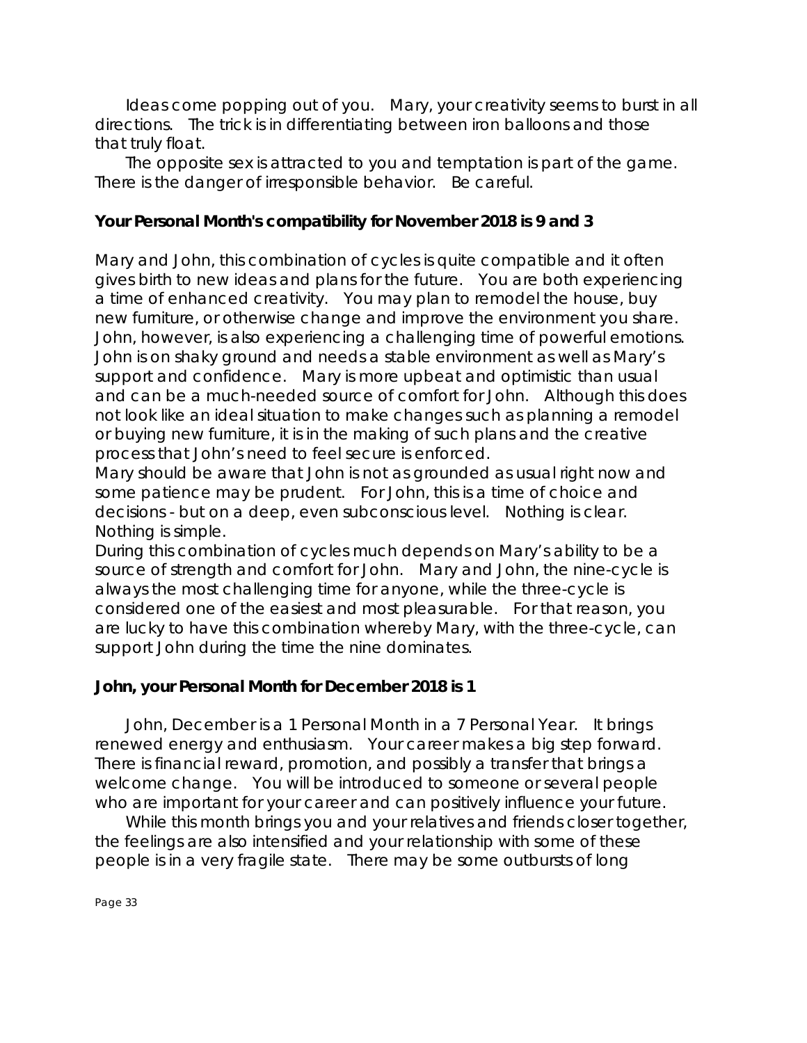Ideas come popping out of you. Mary, your creativity seems to burst in all directions. The trick is in differentiating between iron balloons and those that truly float.

The opposite sex is attracted to you and temptation is part of the game. There is the danger of irresponsible behavior. Be careful.

**Your Personal Month's compatibility for November 2018 is 9 and 3**

Mary and John, this combination of cycles is quite compatible and it often gives birth to new ideas and plans for the future. You are both experiencing a time of enhanced creativity. You may plan to remodel the house, buy new furniture, or otherwise change and improve the environment you share. John, however, is also experiencing a challenging time of powerful emotions. John is on shaky ground and needs a stable environment as well as Mary's support and confidence. Mary is more upbeat and optimistic than usual and can be a much-needed source of comfort for John. Although this does not look like an ideal situation to make changes such as planning a remodel or buying new furniture, it is in the making of such plans and the creative process that John's need to feel secure is enforced.

Mary should be aware that John is not as grounded as usual right now and some patience may be prudent. For John, this is a time of choice and decisions - but on a deep, even subconscious level. Nothing is clear. Nothing is simple.

During this combination of cycles much depends on Mary's ability to be a source of strength and comfort for John. Mary and John, the nine-cycle is always the most challenging time for anyone, while the three-cycle is considered one of the easiest and most pleasurable. For that reason, you are lucky to have this combination whereby Mary, with the three-cycle, can support John during the time the nine dominates.

**John, your Personal Month for December 2018 is 1**

John, December is a 1 Personal Month in a 7 Personal Year. It brings renewed energy and enthusiasm. Your career makes a big step forward. There is financial reward, promotion, and possibly a transfer that brings a welcome change. You will be introduced to someone or several people who are important for your career and can positively influence your future.

While this month brings you and your relatives and friends closer together, the feelings are also intensified and your relationship with some of these people is in a very fragile state. There may be some outbursts of long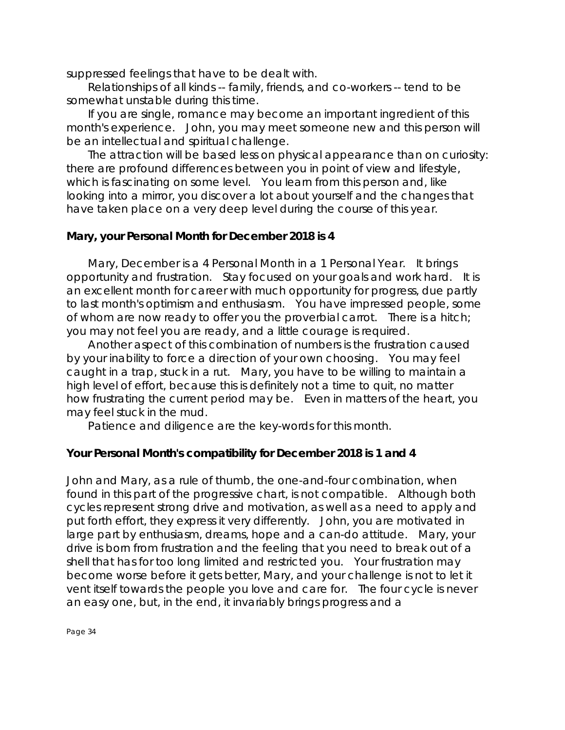suppressed feelings that have to be dealt with.

Relationships of all kinds -- family, friends, and co-workers -- tend to be somewhat unstable during this time.

If you are single, romance may become an important ingredient of this month's experience. John, you may meet someone new and this person will be an intellectual and spiritual challenge.

The attraction will be based less on physical appearance than on curiosity: there are profound differences between you in point of view and lifestyle, which is fascinating on some level. You learn from this person and, like looking into a mirror, you discover a lot about yourself and the changes that have taken place on a very deep level during the course of this year.

**Mary, your Personal Month for December 2018 is 4**

Mary, December is a 4 Personal Month in a 1 Personal Year. It brings opportunity and frustration. Stay focused on your goals and work hard. It is an excellent month for career with much opportunity for progress, due partly to last month's optimism and enthusiasm. You have impressed people, some of whom are now ready to offer you the proverbial carrot. There is a hitch; you may not feel you are ready, and a little courage is required.

Another aspect of this combination of numbers is the frustration caused by your inability to force a direction of your own choosing. You may feel caught in a trap, stuck in a rut. Mary, you have to be willing to maintain a high level of effort, because this is definitely not a time to quit, no matter how frustrating the current period may be. Even in matters of the heart, you may feel stuck in the mud.

Patience and diligence are the key-words for this month.

**Your Personal Month's compatibility for December 2018 is 1 and 4**

John and Mary, as a rule of thumb, the one-and-four combination, when found in this part of the progressive chart, is not compatible. Although both cycles represent strong drive and motivation, as well as a need to apply and put forth effort, they express it very differently. John, you are motivated in large part by enthusiasm, dreams, hope and a can-do attitude. Mary, your drive is born from frustration and the feeling that you need to break out of a shell that has for too long limited and restricted you. Your frustration may become worse before it gets better, Mary, and your challenge is not to let it vent itself towards the people you love and care for. The four cycle is never an easy one, but, in the end, it invariably brings progress and a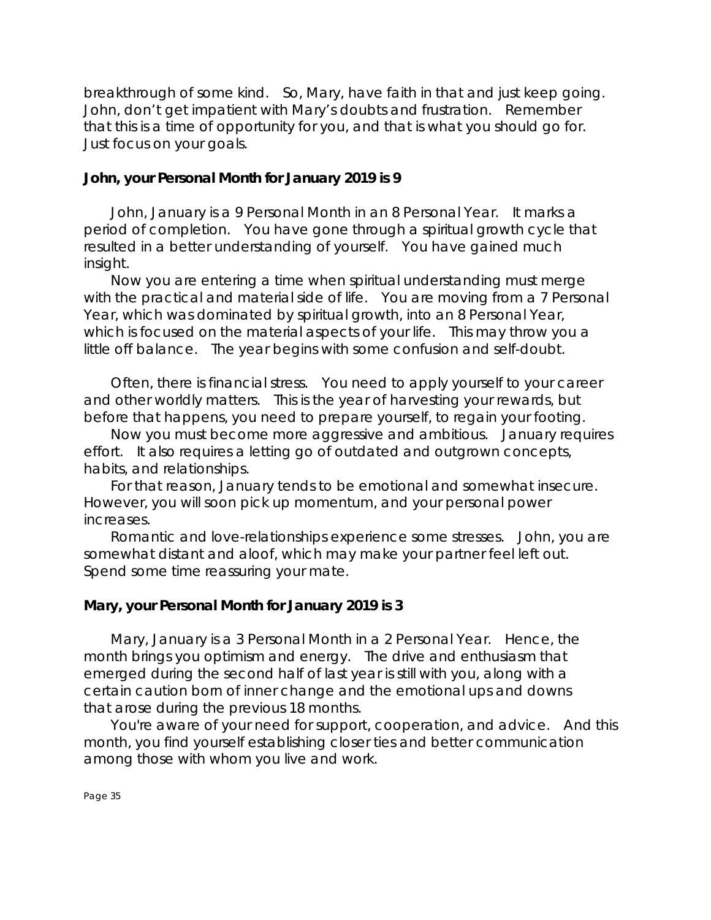breakthrough of some kind. So, Mary, have faith in that and just keep going. John, don't get impatient with Mary's doubts and frustration. Remember that this is a time of opportunity for you, and that is what you should go for. Just focus on your goals.

**John, your Personal Month for January 2019 is 9**

John, January is a 9 Personal Month in an 8 Personal Year. It marks a period of completion. You have gone through a spiritual growth cycle that resulted in a better understanding of yourself. You have gained much insight.

Now you are entering a time when spiritual understanding must merge with the practical and material side of life. You are moving from a 7 Personal Year, which was dominated by spiritual growth, into an 8 Personal Year, which is focused on the material aspects of your life. This may throw you a little off balance. The year begins with some confusion and self-doubt.

Often, there is financial stress. You need to apply yourself to your career and other worldly matters. This is the year of harvesting your rewards, but before that happens, you need to prepare yourself, to regain your footing.

Now you must become more aggressive and ambitious. January requires effort. It also requires a letting go of outdated and outgrown concepts, habits, and relationships.

For that reason, January tends to be emotional and somewhat insecure. However, you will soon pick up momentum, and your personal power increases.

Romantic and love-relationships experience some stresses. John, you are somewhat distant and aloof, which may make your partner feel left out. Spend some time reassuring your mate.

**Mary, your Personal Month for January 2019 is 3**

Mary, January is a 3 Personal Month in a 2 Personal Year. Hence, the month brings you optimism and energy. The drive and enthusiasm that emerged during the second half of last year is still with you, along with a certain caution born of inner change and the emotional ups and downs that arose during the previous 18 months.

You're aware of your need for support, cooperation, and advice. And this month, you find yourself establishing closer ties and better communication among those with whom you live and work.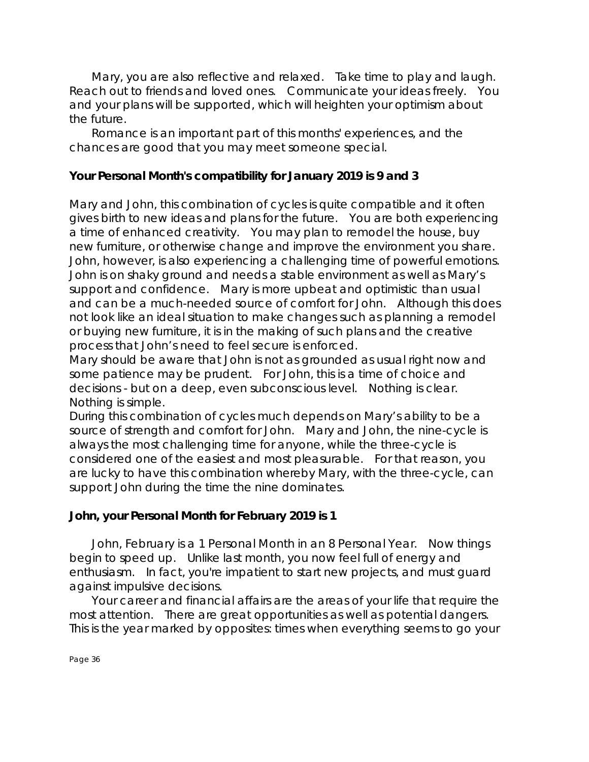Mary, you are also reflective and relaxed. Take time to play and laugh. Reach out to friends and loved ones. Communicate your ideas freely. You and your plans will be supported, which will heighten your optimism about the future.

Romance is an important part of this months' experiences, and the chances are good that you may meet someone special.

**Your Personal Month's compatibility for January 2019 is 9 and 3**

Mary and John, this combination of cycles is quite compatible and it often gives birth to new ideas and plans for the future. You are both experiencing a time of enhanced creativity. You may plan to remodel the house, buy new furniture, or otherwise change and improve the environment you share. John, however, is also experiencing a challenging time of powerful emotions. John is on shaky ground and needs a stable environment as well as Mary's support and confidence. Mary is more upbeat and optimistic than usual and can be a much-needed source of comfort for John. Although this does not look like an ideal situation to make changes such as planning a remodel or buying new furniture, it is in the making of such plans and the creative process that John's need to feel secure is enforced.
Mary should be aware that John is not as grounded as usual right now and some patience may be prudent. For John, this is a time of choice and decisions - but on a deep, even subconscious level. Nothing is clear. Nothing is simple.
During this combination of cycles much depends on Mary's ability to be a source of strength and comfort for John. Mary and John, the nine-cycle is always the most challenging time for anyone, while the three-cycle is considered one of the easiest and most pleasurable. For that reason, you are lucky to have this combination whereby Mary, with the three-cycle, can support John during the time the nine dominates.

**John, your Personal Month for February 2019 is 1**

John, February is a 1 Personal Month in an 8 Personal Year. Now things begin to speed up. Unlike last month, you now feel full of energy and enthusiasm. In fact, you're impatient to start new projects, and must guard against impulsive decisions.

Your career and financial affairs are the areas of your life that require the most attention. There are great opportunities as well as potential dangers. This is the year marked by opposites: times when everything seems to go your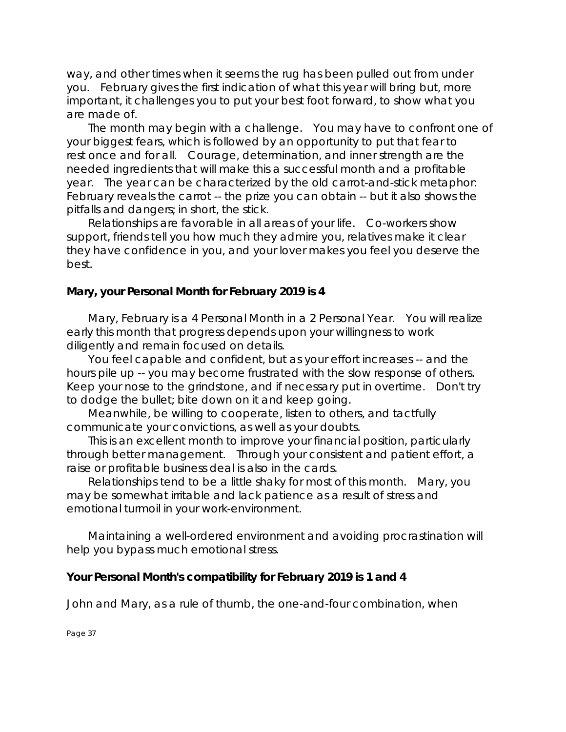way, and other times when it seems the rug has been pulled out from under you. February gives the first indication of what this year will bring but, more important, it challenges you to put your best foot forward, to show what you are made of.

The month may begin with a challenge. You may have to confront one of your biggest fears, which is followed by an opportunity to put that fear to rest once and for all. Courage, determination, and inner strength are the needed ingredients that will make this a successful month and a profitable year. The year can be characterized by the old carrot-and-stick metaphor: February reveals the carrot -- the prize you can obtain -- but it also shows the pitfalls and dangers; in short, the stick.

Relationships are favorable in all areas of your life. Co-workers show support, friends tell you how much they admire you, relatives make it clear they have confidence in you, and your lover makes you feel you deserve the best.

**Mary, your Personal Month for February 2019 is 4**

Mary, February is a 4 Personal Month in a 2 Personal Year. You will realize early this month that progress depends upon your willingness to work diligently and remain focused on details.

You feel capable and confident, but as your effort increases -- and the hours pile up -- you may become frustrated with the slow response of others. Keep your nose to the grindstone, and if necessary put in overtime. Don't try to dodge the bullet; bite down on it and keep going.

Meanwhile, be willing to cooperate, listen to others, and tactfully communicate your convictions, as well as your doubts.

This is an excellent month to improve your financial position, particularly through better management. Through your consistent and patient effort, a raise or profitable business deal is also in the cards.

Relationships tend to be a little shaky for most of this month. Mary, you may be somewhat irritable and lack patience as a result of stress and emotional turmoil in your work-environment.

Maintaining a well-ordered environment and avoiding procrastination will help you bypass much emotional stress.

**Your Personal Month's compatibility for February 2019 is 1 and 4**

John and Mary, as a rule of thumb, the one-and-four combination, when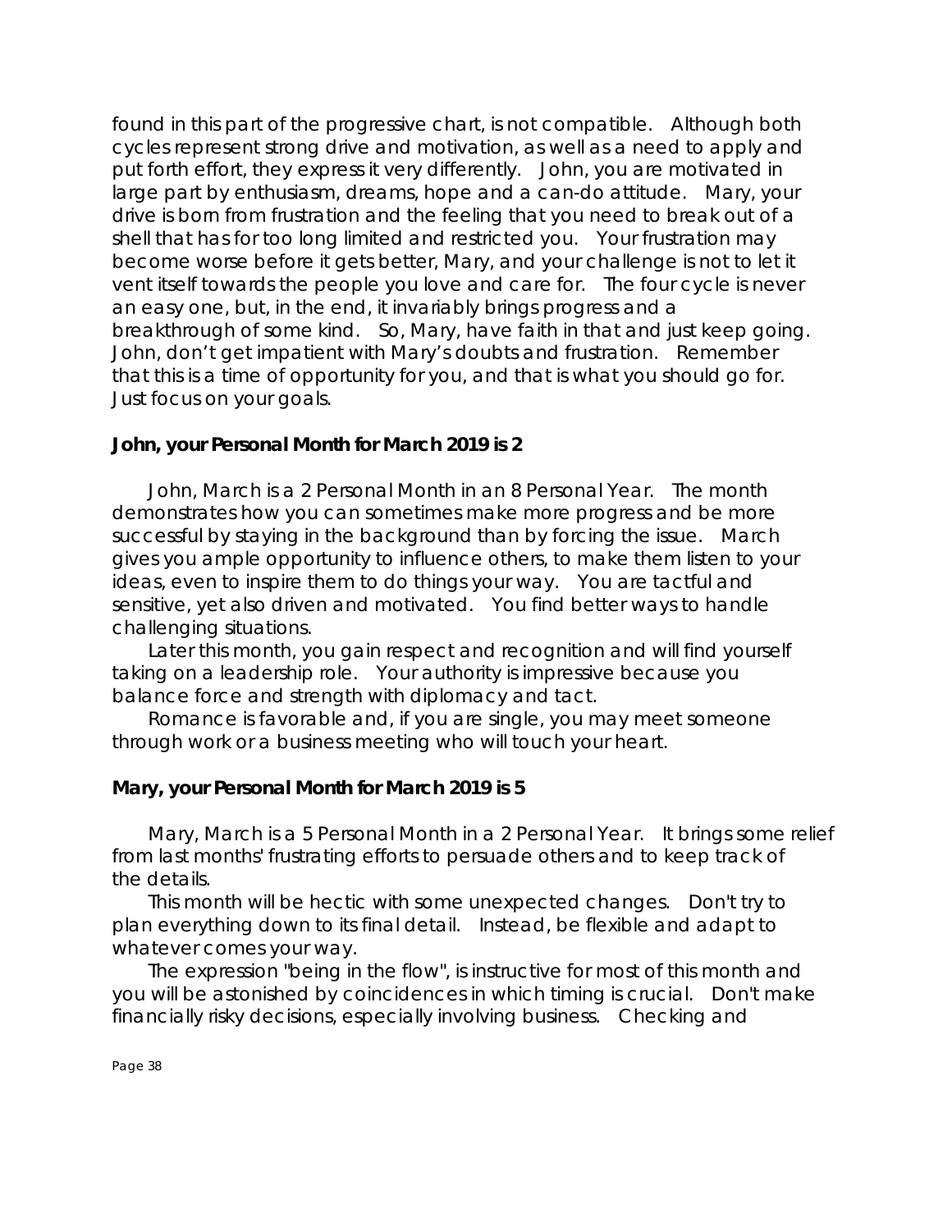found in this part of the progressive chart, is not compatible. Although both cycles represent strong drive and motivation, as well as a need to apply and put forth effort, they express it very differently. John, you are motivated in large part by enthusiasm, dreams, hope and a can-do attitude. Mary, your drive is born from frustration and the feeling that you need to break out of a shell that has for too long limited and restricted you. Your frustration may become worse before it gets better, Mary, and your challenge is not to let it vent itself towards the people you love and care for. The four cycle is never an easy one, but, in the end, it invariably brings progress and a breakthrough of some kind. So, Mary, have faith in that and just keep going. John, don't get impatient with Mary's doubts and frustration. Remember that this is a time of opportunity for you, and that is what you should go for. Just focus on your goals.

**John, your Personal Month for March 2019 is 2**

John, March is a 2 Personal Month in an 8 Personal Year. The month demonstrates how you can sometimes make more progress and be more successful by staying in the background than by forcing the issue. March gives you ample opportunity to influence others, to make them listen to your ideas, even to inspire them to do things your way. You are tactful and sensitive, yet also driven and motivated. You find better ways to handle challenging situations.

Later this month, you gain respect and recognition and will find yourself taking on a leadership role. Your authority is impressive because you balance force and strength with diplomacy and tact.

Romance is favorable and, if you are single, you may meet someone through work or a business meeting who will touch your heart.

**Mary, your Personal Month for March 2019 is 5**

Mary, March is a 5 Personal Month in a 2 Personal Year. It brings some relief from last months' frustrating efforts to persuade others and to keep track of the details.

This month will be hectic with some unexpected changes. Don't try to plan everything down to its final detail. Instead, be flexible and adapt to whatever comes your way.

The expression "being in the flow", is instructive for most of this month and you will be astonished by coincidences in which timing is crucial. Don't make financially risky decisions, especially involving business. Checking and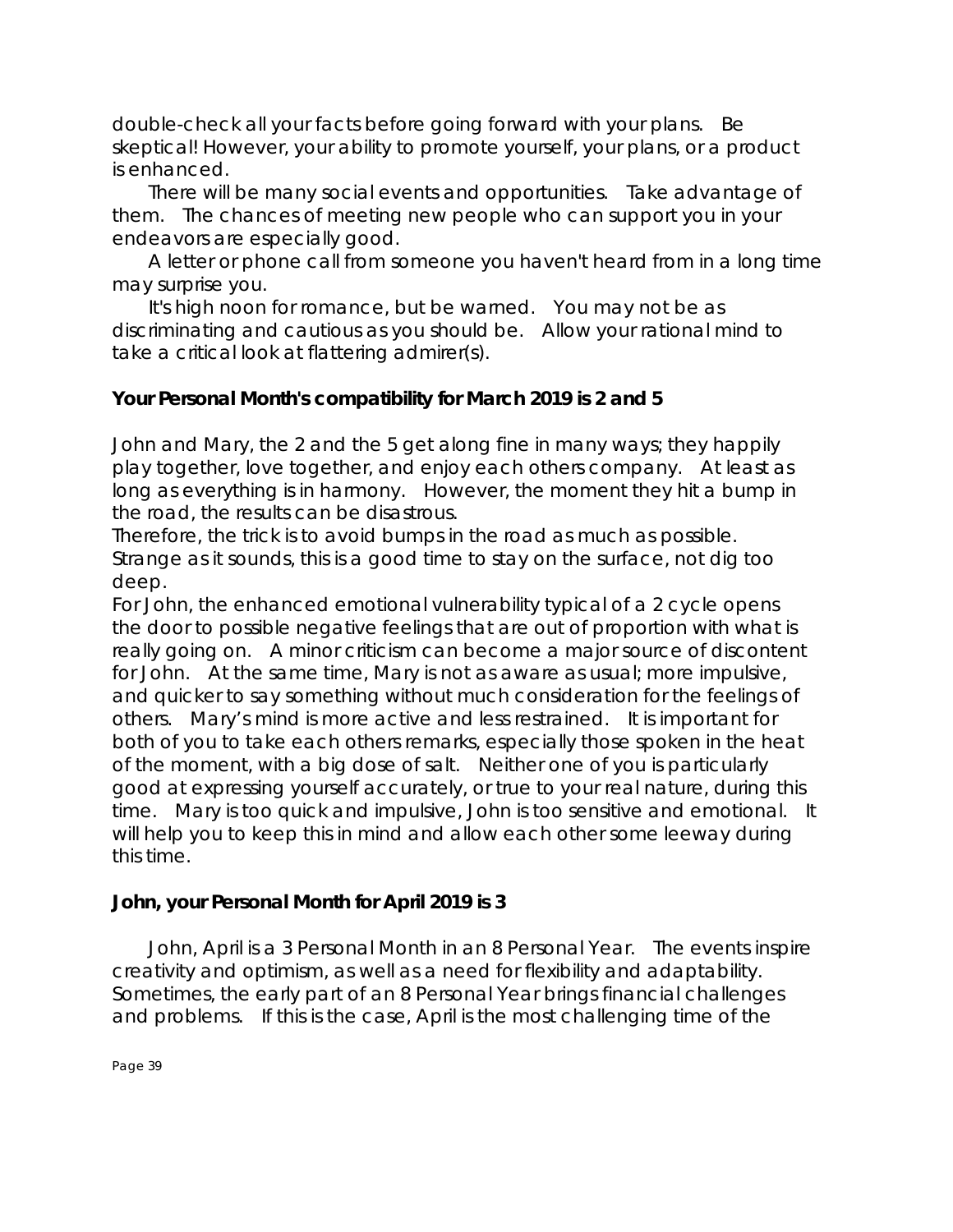double-check all your facts before going forward with your plans. Be skeptical! However, your ability to promote yourself, your plans, or a product is enhanced.

There will be many social events and opportunities. Take advantage of them. The chances of meeting new people who can support you in your endeavors are especially good.

A letter or phone call from someone you haven't heard from in a long time may surprise you.

It's high noon for romance, but be warned. You may not be as discriminating and cautious as you should be. Allow your rational mind to take a critical look at flattering admirer(s).

### Your Personal Month's compatibility for March 2019 is 2 and 5

John and Mary, the 2 and the 5 get along fine in many ways; they happily play together, love together, and enjoy each others company. At least as long as everything is in harmony. However, the moment they hit a bump in the road, the results can be disastrous.

Therefore, the trick is to avoid bumps in the road as much as possible. Strange as it sounds, this is a good time to stay on the surface, not dig too deep.

For John, the enhanced emotional vulnerability typical of a 2 cycle opens the door to possible negative feelings that are out of proportion with what is really going on. A minor criticism can become a major source of discontent for John. At the same time, Mary is not as aware as usual; more impulsive, and quicker to say something without much consideration for the feelings of others. Mary's mind is more active and less restrained. It is important for both of you to take each others remarks, especially those spoken in the heat of the moment, with a big dose of salt. Neither one of you is particularly good at expressing yourself accurately, or true to your real nature, during this time. Mary is too quick and impulsive, John is too sensitive and emotional. It will help you to keep this in mind and allow each other some leeway during this time.

### John, your Personal Month for April 2019 is 3

John, April is a 3 Personal Month in an 8 Personal Year. The events inspire creativity and optimism, as well as a need for flexibility and adaptability. Sometimes, the early part of an 8 Personal Year brings financial challenges and problems. If this is the case, April is the most challenging time of the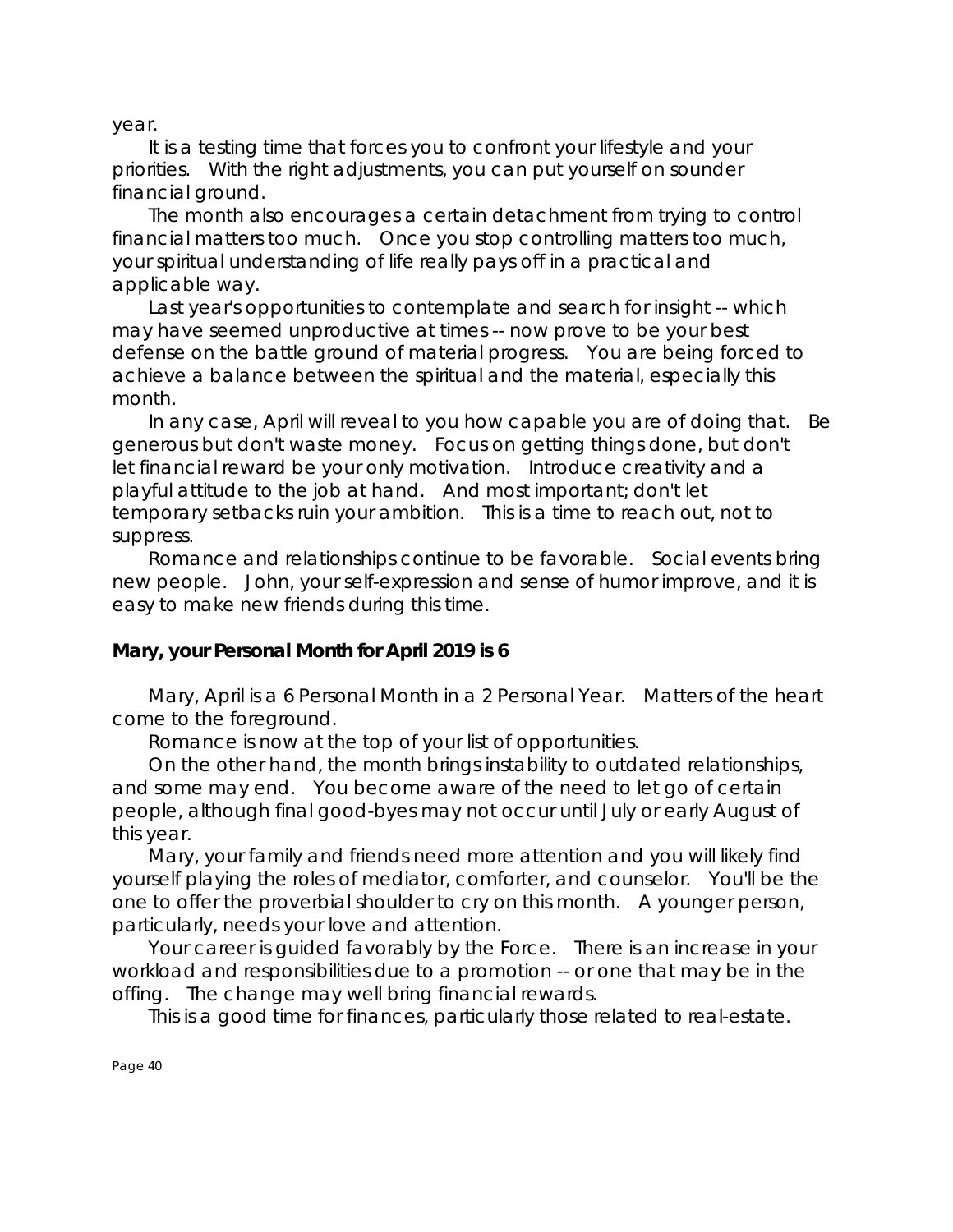year.

It is a testing time that forces you to confront your lifestyle and your priorities. With the right adjustments, you can put yourself on sounder financial ground.

The month also encourages a certain detachment from trying to control financial matters too much. Once you stop controlling matters too much, your spiritual understanding of life really pays off in a practical and applicable way.

Last year's opportunities to contemplate and search for insight -- which may have seemed unproductive at times -- now prove to be your best defense on the battle ground of material progress. You are being forced to achieve a balance between the spiritual and the material, especially this month.

In any case, April will reveal to you how capable you are of doing that. Be generous but don't waste money. Focus on getting things done, but don't let financial reward be your only motivation. Introduce creativity and a playful attitude to the job at hand. And most important; don't let temporary setbacks ruin your ambition. This is a time to reach out, not to suppress.

Romance and relationships continue to be favorable. Social events bring new people. John, your self-expression and sense of humor improve, and it is easy to make new friends during this time.

**Mary, your Personal Month for April 2019 is 6**

Mary, April is a 6 Personal Month in a 2 Personal Year. Matters of the heart come to the foreground.

Romance is now at the top of your list of opportunities.

On the other hand, the month brings instability to outdated relationships, and some may end. You become aware of the need to let go of certain people, although final good-byes may not occur until July or early August of this year.

Mary, your family and friends need more attention and you will likely find yourself playing the roles of mediator, comforter, and counselor. You'll be the one to offer the proverbial shoulder to cry on this month. A younger person, particularly, needs your love and attention.

Your career is guided favorably by the Force. There is an increase in your workload and responsibilities due to a promotion -- or one that may be in the offing. The change may well bring financial rewards.

This is a good time for finances, particularly those related to real-estate.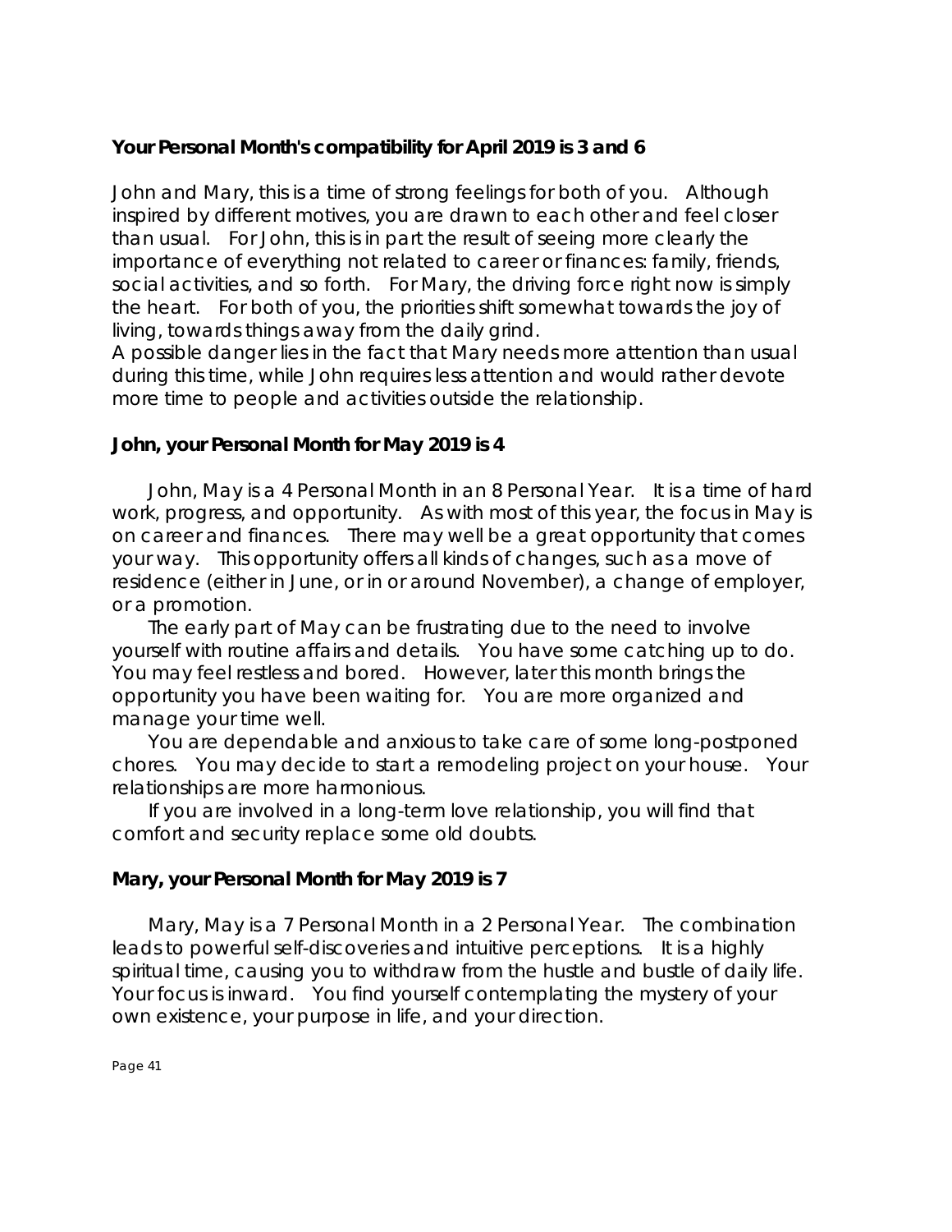**Your Personal Month's compatibility for April 2019 is 3 and 6**

John and Mary, this is a time of strong feelings for both of you. Although inspired by different motives, you are drawn to each other and feel closer than usual. For John, this is in part the result of seeing more clearly the importance of everything not related to career or finances: family, friends, social activities, and so forth. For Mary, the driving force right now is simply the heart. For both of you, the priorities shift somewhat towards the joy of living, towards things away from the daily grind.
A possible danger lies in the fact that Mary needs more attention than usual during this time, while John requires less attention and would rather devote more time to people and activities outside the relationship.

**John, your Personal Month for May 2019 is 4**

John, May is a 4 Personal Month in an 8 Personal Year. It is a time of hard work, progress, and opportunity. As with most of this year, the focus in May is on career and finances. There may well be a great opportunity that comes your way. This opportunity offers all kinds of changes, such as a move of residence (either in June, or in or around November), a change of employer, or a promotion.

The early part of May can be frustrating due to the need to involve yourself with routine affairs and details. You have some catching up to do. You may feel restless and bored. However, later this month brings the opportunity you have been waiting for. You are more organized and manage your time well.

You are dependable and anxious to take care of some long-postponed chores. You may decide to start a remodeling project on your house. Your relationships are more harmonious.

If you are involved in a long-term love relationship, you will find that comfort and security replace some old doubts.

**Mary, your Personal Month for May 2019 is 7**

Mary, May is a 7 Personal Month in a 2 Personal Year. The combination leads to powerful self-discoveries and intuitive perceptions. It is a highly spiritual time, causing you to withdraw from the hustle and bustle of daily life. Your focus is inward. You find yourself contemplating the mystery of your own existence, your purpose in life, and your direction.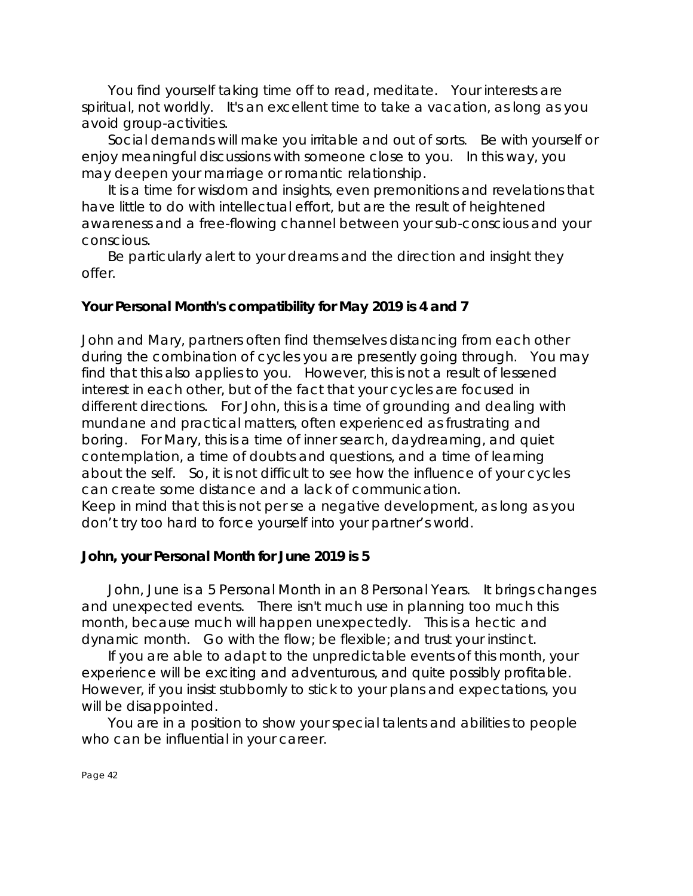You find yourself taking time off to read, meditate. Your interests are spiritual, not worldly. It's an excellent time to take a vacation, as long as you avoid group-activities.

Social demands will make you irritable and out of sorts. Be with yourself or enjoy meaningful discussions with someone close to you. In this way, you may deepen your marriage or romantic relationship.

It is a time for wisdom and insights, even premonitions and revelations that have little to do with intellectual effort, but are the result of heightened awareness and a free-flowing channel between your sub-conscious and your conscious.

Be particularly alert to your dreams and the direction and insight they offer.

**Your Personal Month's compatibility for May 2019 is 4 and 7**

John and Mary, partners often find themselves distancing from each other during the combination of cycles you are presently going through. You may find that this also applies to you. However, this is not a result of lessened interest in each other, but of the fact that your cycles are focused in different directions. For John, this is a time of grounding and dealing with mundane and practical matters, often experienced as frustrating and boring. For Mary, this is a time of inner search, daydreaming, and quiet contemplation, a time of doubts and questions, and a time of learning about the self. So, it is not difficult to see how the influence of your cycles can create some distance and a lack of communication.
Keep in mind that this is not per se a negative development, as long as you don't try too hard to force yourself into your partner's world.

**John, your Personal Month for June 2019 is 5**

John, June is a 5 Personal Month in an 8 Personal Years. It brings changes and unexpected events. There isn't much use in planning too much this month, because much will happen unexpectedly. This is a hectic and dynamic month. Go with the flow; be flexible; and trust your instinct.

If you are able to adapt to the unpredictable events of this month, your experience will be exciting and adventurous, and quite possibly profitable. However, if you insist stubbornly to stick to your plans and expectations, you will be disappointed.

You are in a position to show your special talents and abilities to people who can be influential in your career.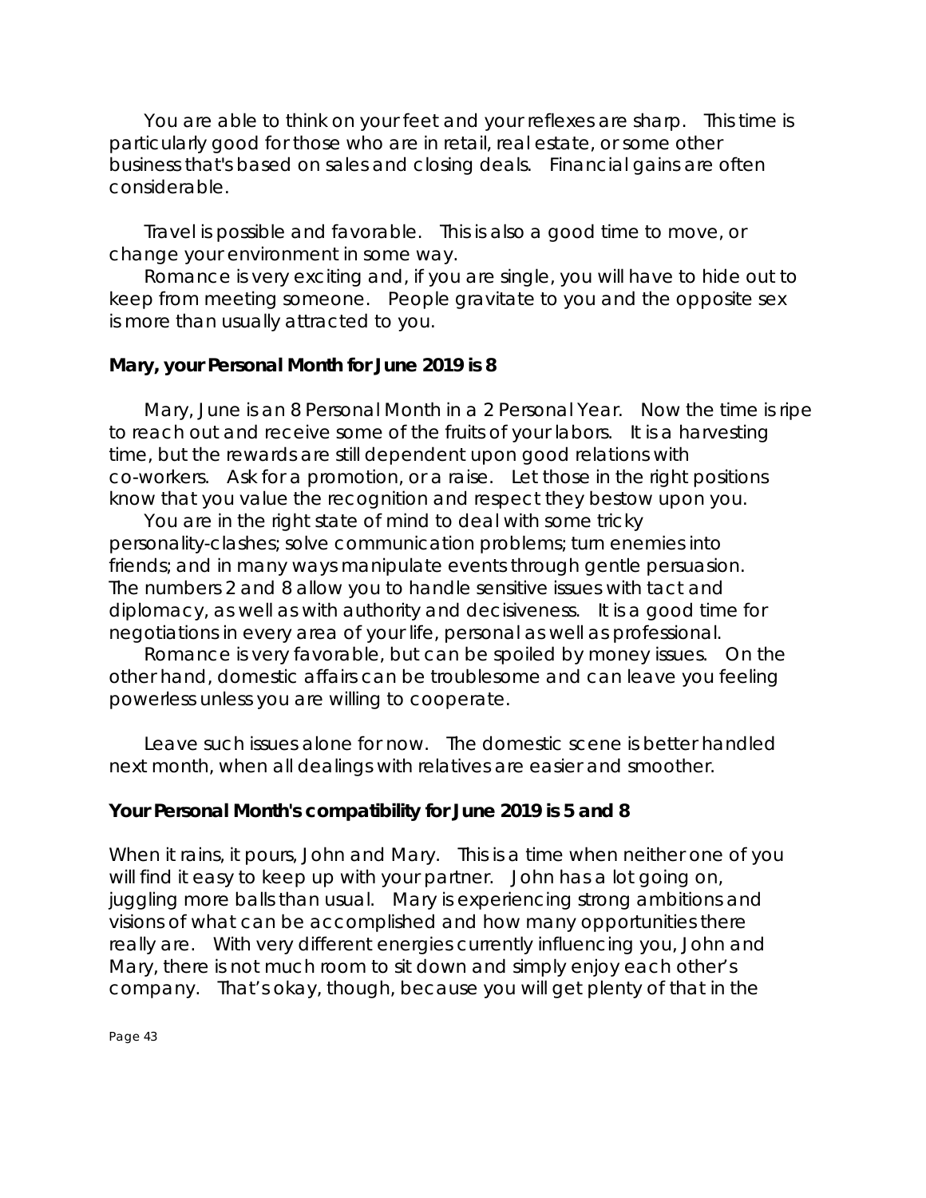You are able to think on your feet and your reflexes are sharp. This time is particularly good for those who are in retail, real estate, or some other business that's based on sales and closing deals. Financial gains are often considerable.

Travel is possible and favorable. This is also a good time to move, or change your environment in some way.

Romance is very exciting and, if you are single, you will have to hide out to keep from meeting someone. People gravitate to you and the opposite sex is more than usually attracted to you.

**Mary, your Personal Month for June 2019 is 8**

Mary, June is an 8 Personal Month in a 2 Personal Year. Now the time is ripe to reach out and receive some of the fruits of your labors. It is a harvesting time, but the rewards are still dependent upon good relations with co-workers. Ask for a promotion, or a raise. Let those in the right positions know that you value the recognition and respect they bestow upon you.

You are in the right state of mind to deal with some tricky personality-clashes; solve communication problems; turn enemies into friends; and in many ways manipulate events through gentle persuasion. The numbers 2 and 8 allow you to handle sensitive issues with tact and diplomacy, as well as with authority and decisiveness. It is a good time for negotiations in every area of your life, personal as well as professional.

Romance is very favorable, but can be spoiled by money issues. On the other hand, domestic affairs can be troublesome and can leave you feeling powerless unless you are willing to cooperate.

Leave such issues alone for now. The domestic scene is better handled next month, when all dealings with relatives are easier and smoother.

**Your Personal Month's compatibility for June 2019 is 5 and 8**

When it rains, it pours, John and Mary. This is a time when neither one of you will find it easy to keep up with your partner. John has a lot going on, juggling more balls than usual. Mary is experiencing strong ambitions and visions of what can be accomplished and how many opportunities there really are. With very different energies currently influencing you, John and Mary, there is not much room to sit down and simply enjoy each other's company. That's okay, though, because you will get plenty of that in the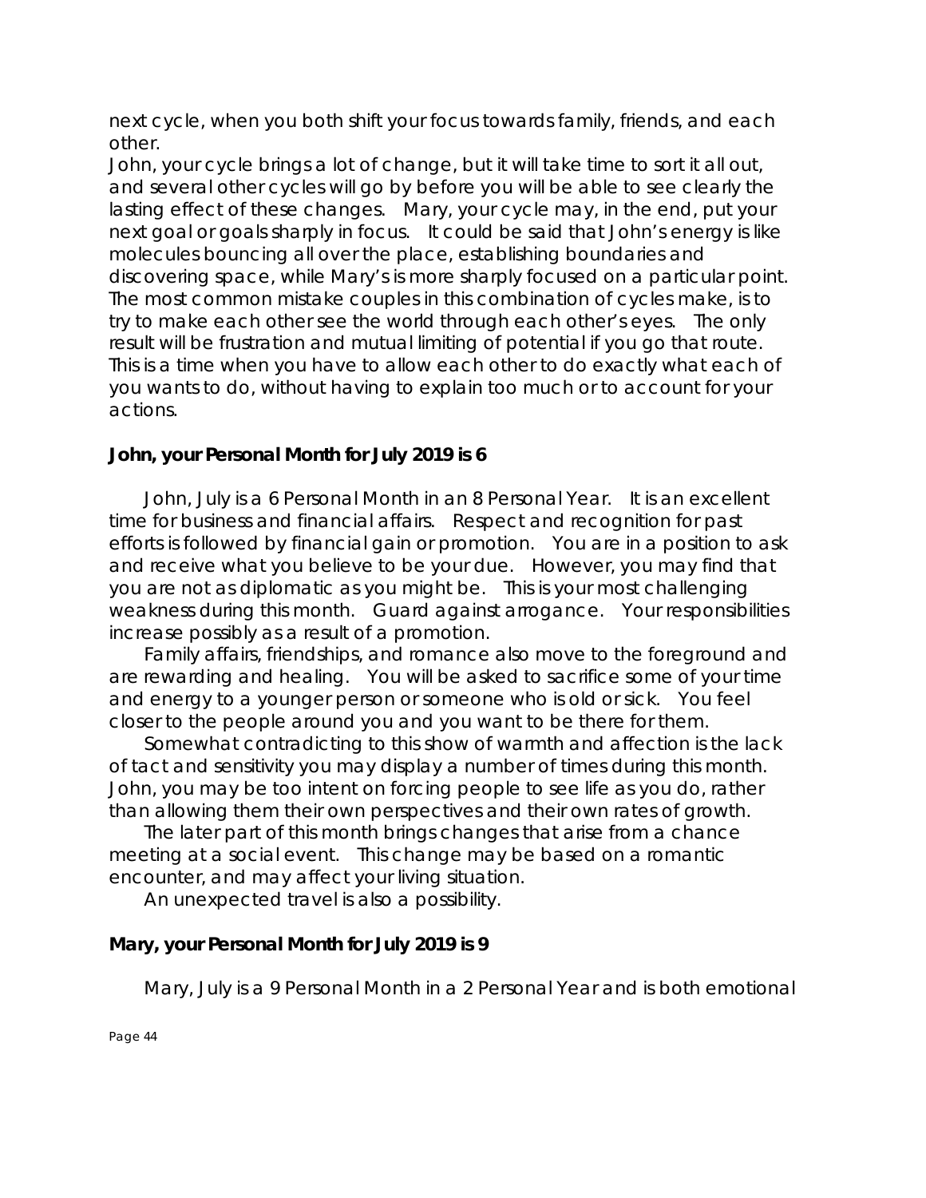next cycle, when you both shift your focus towards family, friends, and each other.

John, your cycle brings a lot of change, but it will take time to sort it all out, and several other cycles will go by before you will be able to see clearly the lasting effect of these changes. Mary, your cycle may, in the end, put your next goal or goals sharply in focus. It could be said that John's energy is like molecules bouncing all over the place, establishing boundaries and discovering space, while Mary's is more sharply focused on a particular point. The most common mistake couples in this combination of cycles make, is to try to make each other see the world through each other's eyes. The only result will be frustration and mutual limiting of potential if you go that route. This is a time when you have to allow each other to do exactly what each of you wants to do, without having to explain too much or to account for your actions.

**John, your Personal Month for July 2019 is 6**

John, July is a 6 Personal Month in an 8 Personal Year. It is an excellent time for business and financial affairs. Respect and recognition for past efforts is followed by financial gain or promotion. You are in a position to ask and receive what you believe to be your due. However, you may find that you are not as diplomatic as you might be. This is your most challenging weakness during this month. Guard against arrogance. Your responsibilities increase possibly as a result of a promotion.

Family affairs, friendships, and romance also move to the foreground and are rewarding and healing. You will be asked to sacrifice some of your time and energy to a younger person or someone who is old or sick. You feel closer to the people around you and you want to be there for them.

Somewhat contradicting to this show of warmth and affection is the lack of tact and sensitivity you may display a number of times during this month. John, you may be too intent on forcing people to see life as you do, rather than allowing them their own perspectives and their own rates of growth.

The later part of this month brings changes that arise from a chance meeting at a social event. This change may be based on a romantic encounter, and may affect your living situation.

An unexpected travel is also a possibility.

**Mary, your Personal Month for July 2019 is 9**

Mary, July is a 9 Personal Month in a 2 Personal Year and is both emotional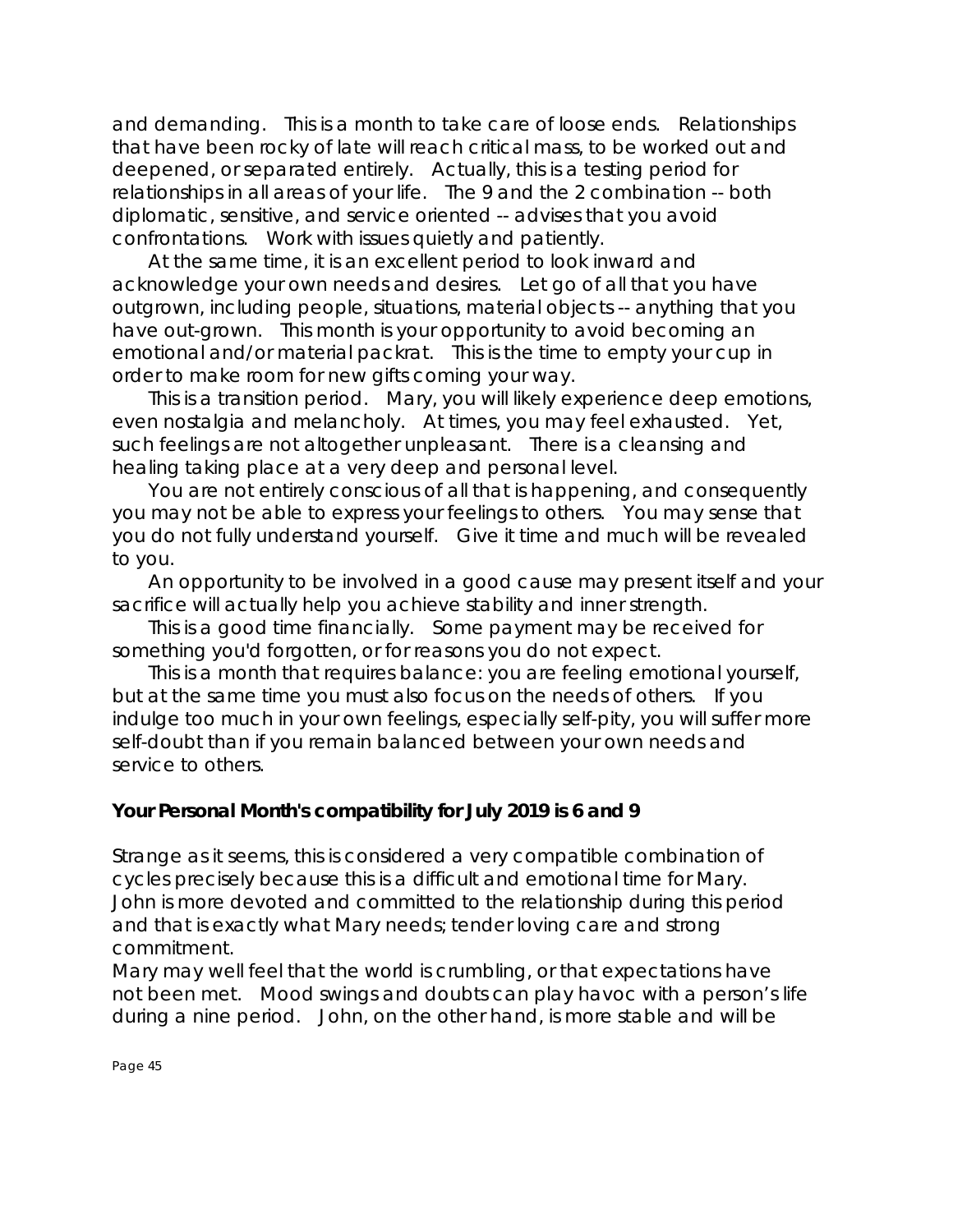and demanding. This is a month to take care of loose ends. Relationships that have been rocky of late will reach critical mass, to be worked out and deepened, or separated entirely. Actually, this is a testing period for relationships in all areas of your life. The 9 and the 2 combination -- both diplomatic, sensitive, and service oriented -- advises that you avoid confrontations. Work with issues quietly and patiently.

At the same time, it is an excellent period to look inward and acknowledge your own needs and desires. Let go of all that you have outgrown, including people, situations, material objects -- anything that you have out-grown. This month is your opportunity to avoid becoming an emotional and/or material packrat. This is the time to empty your cup in order to make room for new gifts coming your way.

This is a transition period. Mary, you will likely experience deep emotions, even nostalgia and melancholy. At times, you may feel exhausted. Yet, such feelings are not altogether unpleasant. There is a cleansing and healing taking place at a very deep and personal level.

You are not entirely conscious of all that is happening, and consequently you may not be able to express your feelings to others. You may sense that you do not fully understand yourself. Give it time and much will be revealed to you.

An opportunity to be involved in a good cause may present itself and your sacrifice will actually help you achieve stability and inner strength.

This is a good time financially. Some payment may be received for something you'd forgotten, or for reasons you do not expect.

This is a month that requires balance: you are feeling emotional yourself, but at the same time you must also focus on the needs of others. If you indulge too much in your own feelings, especially self-pity, you will suffer more self-doubt than if you remain balanced between your own needs and service to others.

**Your Personal Month's compatibility for July 2019 is 6 and 9**

Strange as it seems, this is considered a very compatible combination of cycles precisely because this is a difficult and emotional time for Mary. John is more devoted and committed to the relationship during this period and that is exactly what Mary needs; tender loving care and strong commitment.

Mary may well feel that the world is crumbling, or that expectations have not been met. Mood swings and doubts can play havoc with a person's life during a nine period. John, on the other hand, is more stable and will be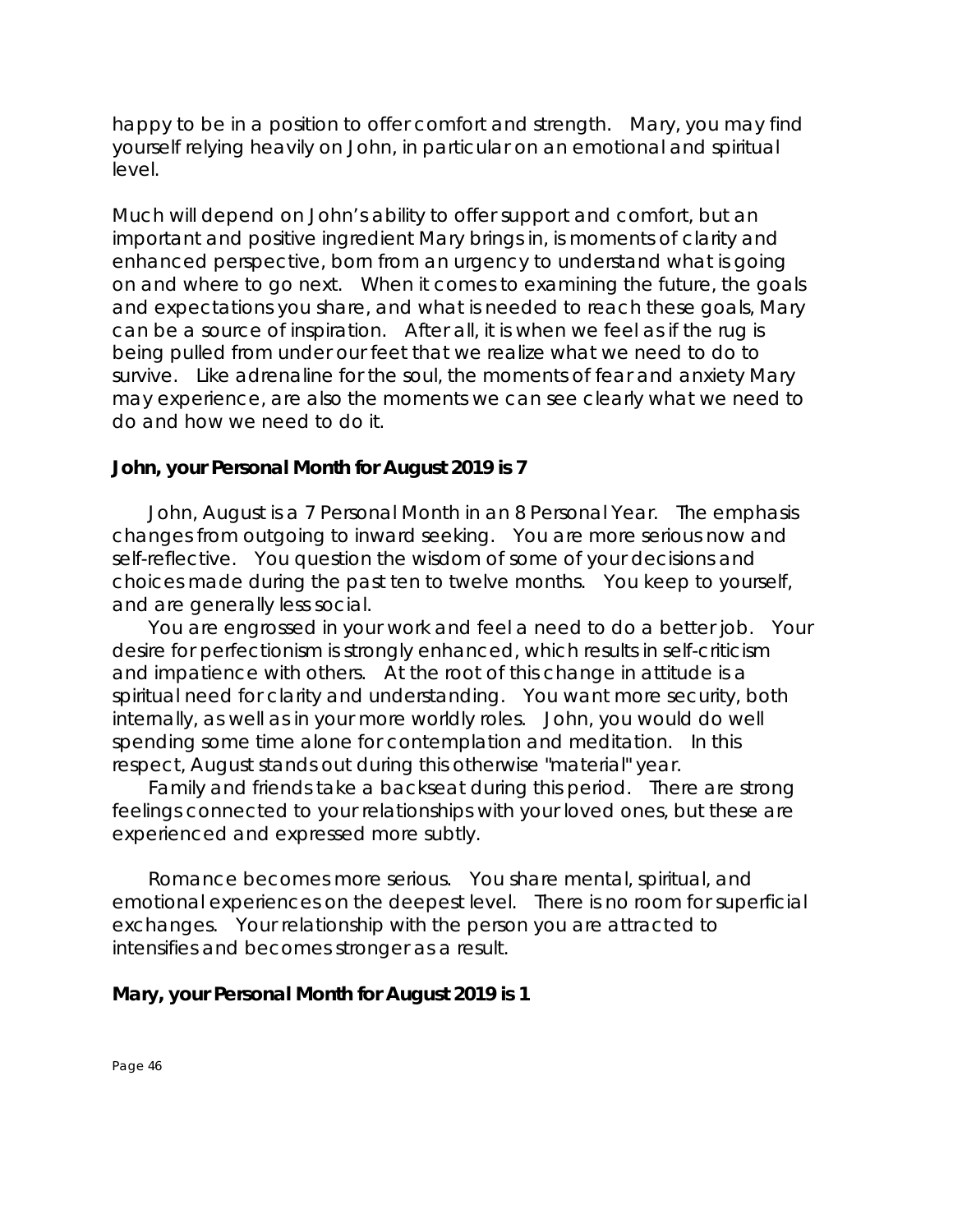happy to be in a position to offer comfort and strength. Mary, you may find yourself relying heavily on John, in particular on an emotional and spiritual level.

Much will depend on John's ability to offer support and comfort, but an important and positive ingredient Mary brings in, is moments of clarity and enhanced perspective, born from an urgency to understand what is going on and where to go next. When it comes to examining the future, the goals and expectations you share, and what is needed to reach these goals, Mary can be a source of inspiration. After all, it is when we feel as if the rug is being pulled from under our feet that we realize what we need to do to survive. Like adrenaline for the soul, the moments of fear and anxiety Mary may experience, are also the moments we can see clearly what we need to do and how we need to do it.

**John, your Personal Month for August 2019 is 7**

John, August is a 7 Personal Month in an 8 Personal Year. The emphasis changes from outgoing to inward seeking. You are more serious now and self-reflective. You question the wisdom of some of your decisions and choices made during the past ten to twelve months. You keep to yourself, and are generally less social.

You are engrossed in your work and feel a need to do a better job. Your desire for perfectionism is strongly enhanced, which results in self-criticism and impatience with others. At the root of this change in attitude is a spiritual need for clarity and understanding. You want more security, both internally, as well as in your more worldly roles. John, you would do well spending some time alone for contemplation and meditation. In this respect, August stands out during this otherwise "material" year.

Family and friends take a backseat during this period. There are strong feelings connected to your relationships with your loved ones, but these are experienced and expressed more subtly.

Romance becomes more serious. You share mental, spiritual, and emotional experiences on the deepest level. There is no room for superficial exchanges. Your relationship with the person you are attracted to intensifies and becomes stronger as a result.

**Mary, your Personal Month for August 2019 is 1**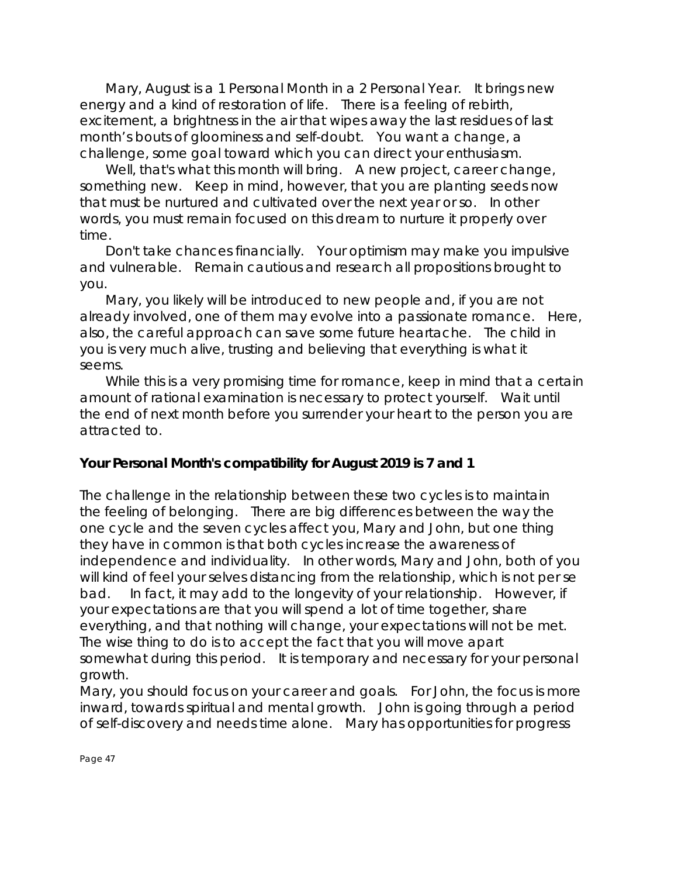Mary, August is a 1 Personal Month in a 2 Personal Year. It brings new energy and a kind of restoration of life. There is a feeling of rebirth, excitement, a brightness in the air that wipes away the last residues of last month's bouts of gloominess and self-doubt. You want a change, a challenge, some goal toward which you can direct your enthusiasm.

Well, that's what this month will bring. A new project, career change, something new. Keep in mind, however, that you are planting seeds now that must be nurtured and cultivated over the next year or so. In other words, you must remain focused on this dream to nurture it properly over time.

Don't take chances financially. Your optimism may make you impulsive and vulnerable. Remain cautious and research all propositions brought to you.

Mary, you likely will be introduced to new people and, if you are not already involved, one of them may evolve into a passionate romance. Here, also, the careful approach can save some future heartache. The child in you is very much alive, trusting and believing that everything is what it seems.

While this is a very promising time for romance, keep in mind that a certain amount of rational examination is necessary to protect yourself. Wait until the end of next month before you surrender your heart to the person you are attracted to.

**Your Personal Month's compatibility for August 2019 is 7 and 1**

The challenge in the relationship between these two cycles is to maintain the feeling of belonging. There are big differences between the way the one cycle and the seven cycles affect you, Mary and John, but one thing they have in common is that both cycles increase the awareness of independence and individuality. In other words, Mary and John, both of you will kind of feel your selves distancing from the relationship, which is not per se bad. In fact, it may add to the longevity of your relationship. However, if your expectations are that you will spend a lot of time together, share everything, and that nothing will change, your expectations will not be met. The wise thing to do is to accept the fact that you will move apart somewhat during this period. It is temporary and necessary for your personal growth.

Mary, you should focus on your career and goals. For John, the focus is more inward, towards spiritual and mental growth. John is going through a period of self-discovery and needs time alone. Mary has opportunities for progress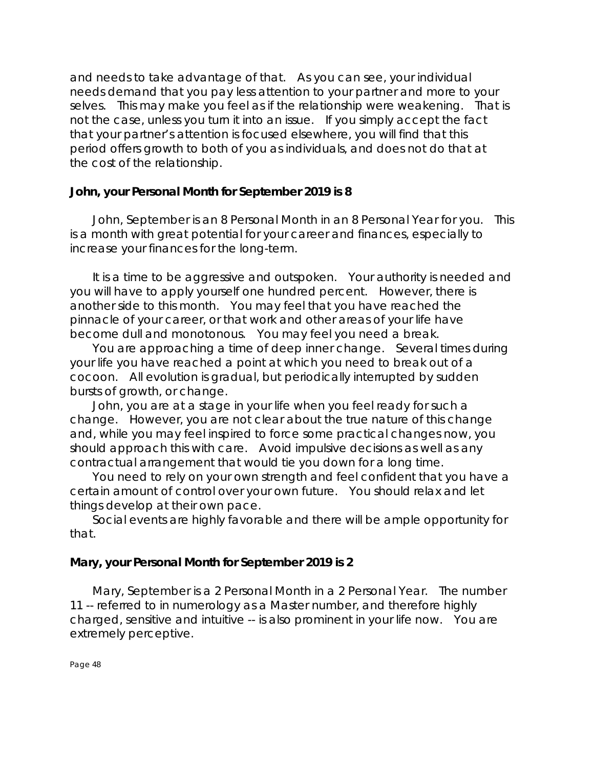and needs to take advantage of that. As you can see, your individual needs demand that you pay less attention to your partner and more to your selves. This may make you feel as if the relationship were weakening. That is not the case, unless you turn it into an issue. If you simply accept the fact that your partner's attention is focused elsewhere, you will find that this period offers growth to both of you as individuals, and does not do that at the cost of the relationship.

**John, your Personal Month for September 2019 is 8**

John, September is an 8 Personal Month in an 8 Personal Year for you. This is a month with great potential for your career and finances, especially to increase your finances for the long-term.

It is a time to be aggressive and outspoken. Your authority is needed and you will have to apply yourself one hundred percent. However, there is another side to this month. You may feel that you have reached the pinnacle of your career, or that work and other areas of your life have become dull and monotonous. You may feel you need a break.

You are approaching a time of deep inner change. Several times during your life you have reached a point at which you need to break out of a cocoon. All evolution is gradual, but periodically interrupted by sudden bursts of growth, or change.

John, you are at a stage in your life when you feel ready for such a change. However, you are not clear about the true nature of this change and, while you may feel inspired to force some practical changes now, you should approach this with care. Avoid impulsive decisions as well as any contractual arrangement that would tie you down for a long time.

You need to rely on your own strength and feel confident that you have a certain amount of control over your own future. You should relax and let things develop at their own pace.

Social events are highly favorable and there will be ample opportunity for that.

**Mary, your Personal Month for September 2019 is 2**

Mary, September is a 2 Personal Month in a 2 Personal Year. The number 11 -- referred to in numerology as a Master number, and therefore highly charged, sensitive and intuitive -- is also prominent in your life now. You are extremely perceptive.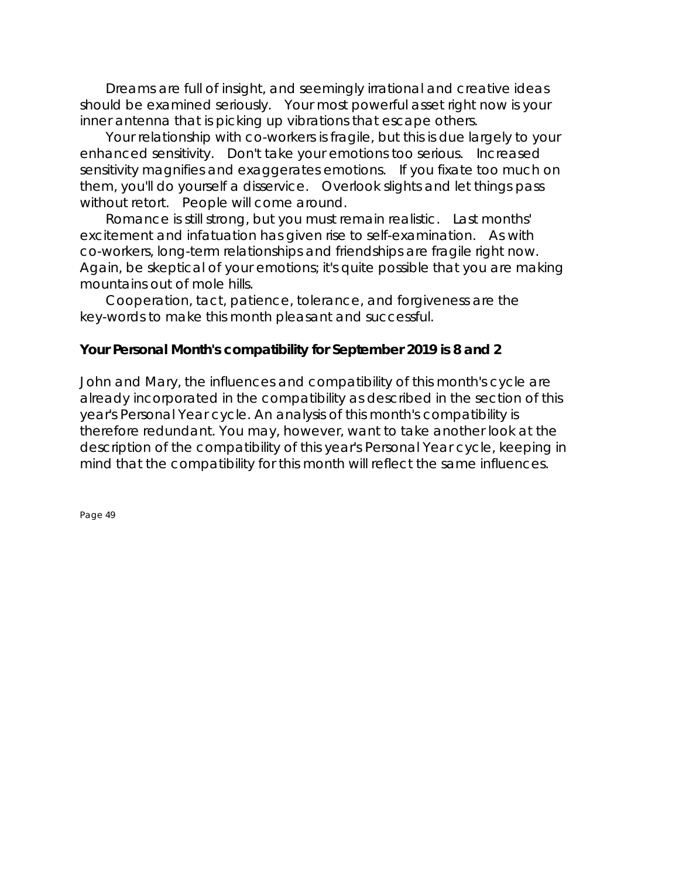Dreams are full of insight, and seemingly irrational and creative ideas should be examined seriously. Your most powerful asset right now is your inner antenna that is picking up vibrations that escape others.

Your relationship with co-workers is fragile, but this is due largely to your enhanced sensitivity. Don't take your emotions too serious. Increased sensitivity magnifies and exaggerates emotions. If you fixate too much on them, you'll do yourself a disservice. Overlook slights and let things pass without retort. People will come around.

Romance is still strong, but you must remain realistic. Last months' excitement and infatuation has given rise to self-examination. As with co-workers, long-term relationships and friendships are fragile right now. Again, be skeptical of your emotions; it's quite possible that you are making mountains out of mole hills.

Cooperation, tact, patience, tolerance, and forgiveness are the key-words to make this month pleasant and successful.

**Your Personal Month's compatibility for September 2019 is 8 and 2**

John and Mary, the influences and compatibility of this month's cycle are already incorporated in the compatibility as described in the section of this year's Personal Year cycle. An analysis of this month's compatibility is therefore redundant. You may, however, want to take another look at the description of the compatibility of this year's Personal Year cycle, keeping in mind that the compatibility for this month will reflect the same influences.